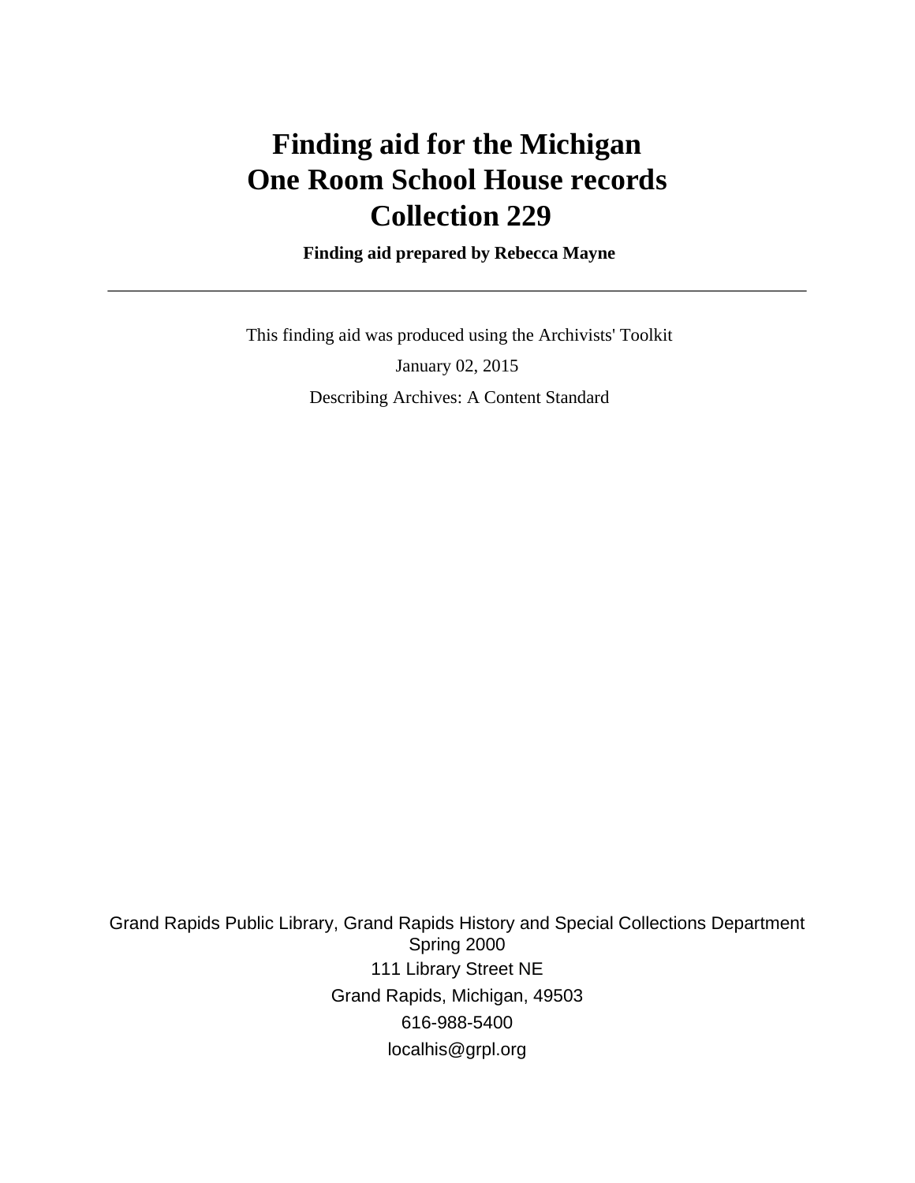# Finding aid for the Michigan One Room School House records Collection 229

**Finding aid prepared by Rebecca Mayne**

---

This finding aid was produced using the Archivists' Toolkit

January 02, 2015

Describing Archives: A Content Standard

Grand Rapids Public Library, Grand Rapids History and Special Collections Department
Spring 2000
111 Library Street NE
Grand Rapids, Michigan, 49503
616-988-5400
localhis@grpl.org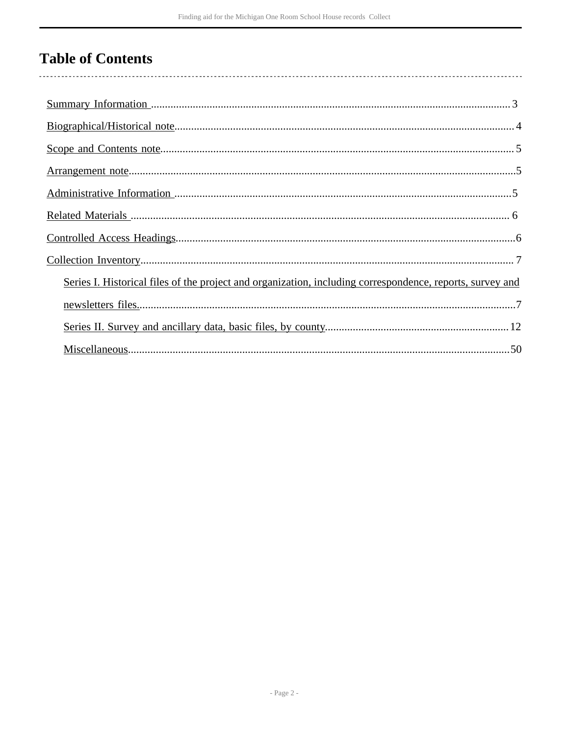# Table of Contents

- Summary Information ............ 3
- Biographical/Historical note ............ 4
- Scope and Contents note ............ 5
- Arrangement note ............ 5
- Administrative Information ............ 5
- Related Materials ............ 6
- Controlled Access Headings ............ 6
- Collection Inventory ............ 7
    - Series I. Historical files of the project and organization, including correspondence, reports, survey and newsletters files. ............ 7
    - Series II. Survey and ancillary data, basic files, by county ............ 12
    - Miscellaneous ............ 50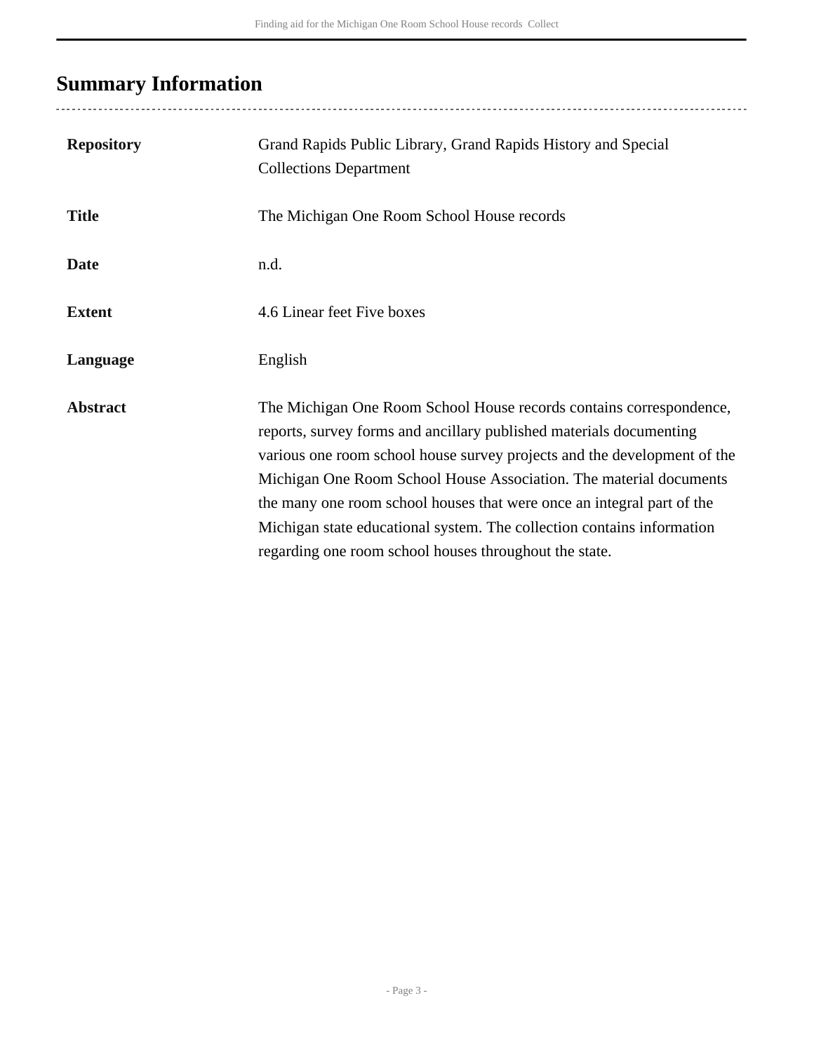## Summary Information

| | |
|---|---|
| **Repository** | Grand Rapids Public Library, Grand Rapids History and Special Collections Department |
| **Title** | The Michigan One Room School House records |
| **Date** | n.d. |
| **Extent** | 4.6 Linear feet Five boxes |
| **Language** | English |
| **Abstract** | The Michigan One Room School House records contains correspondence, reports, survey forms and ancillary published materials documenting various one room school house survey projects and the development of the Michigan One Room School House Association. The material documents the many one room school houses that were once an integral part of the Michigan state educational system. The collection contains information regarding one room school houses throughout the state. |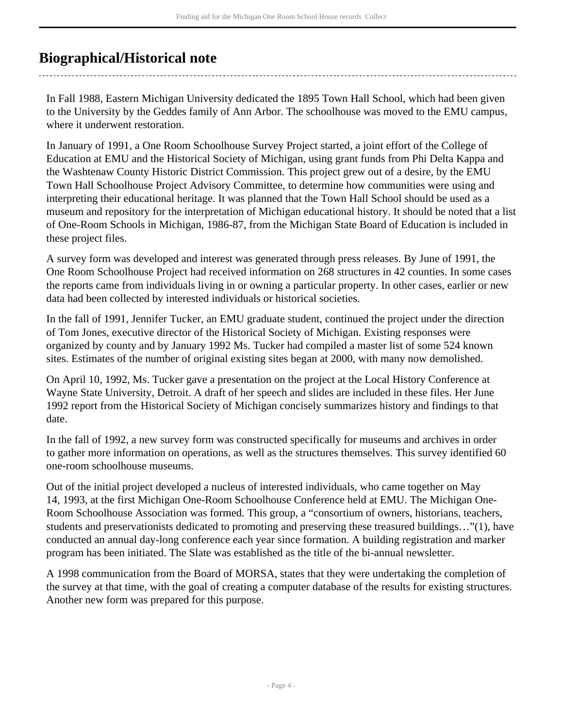## Biographical/Historical note

In Fall 1988, Eastern Michigan University dedicated the 1895 Town Hall School, which had been given to the University by the Geddes family of Ann Arbor. The schoolhouse was moved to the EMU campus, where it underwent restoration.

In January of 1991, a One Room Schoolhouse Survey Project started, a joint effort of the College of Education at EMU and the Historical Society of Michigan, using grant funds from Phi Delta Kappa and the Washtenaw County Historic District Commission. This project grew out of a desire, by the EMU Town Hall Schoolhouse Project Advisory Committee, to determine how communities were using and interpreting their educational heritage. It was planned that the Town Hall School should be used as a museum and repository for the interpretation of Michigan educational history. It should be noted that a list of One-Room Schools in Michigan, 1986-87, from the Michigan State Board of Education is included in these project files.

A survey form was developed and interest was generated through press releases. By June of 1991, the One Room Schoolhouse Project had received information on 268 structures in 42 counties. In some cases the reports came from individuals living in or owning a particular property. In other cases, earlier or new data had been collected by interested individuals or historical societies.

In the fall of 1991, Jennifer Tucker, an EMU graduate student, continued the project under the direction of Tom Jones, executive director of the Historical Society of Michigan. Existing responses were organized by county and by January 1992 Ms. Tucker had compiled a master list of some 524 known sites. Estimates of the number of original existing sites began at 2000, with many now demolished.

On April 10, 1992, Ms. Tucker gave a presentation on the project at the Local History Conference at Wayne State University, Detroit. A draft of her speech and slides are included in these files. Her June 1992 report from the Historical Society of Michigan concisely summarizes history and findings to that date.

In the fall of 1992, a new survey form was constructed specifically for museums and archives in order to gather more information on operations, as well as the structures themselves. This survey identified 60 one-room schoolhouse museums.

Out of the initial project developed a nucleus of interested individuals, who came together on May 14, 1993, at the first Michigan One-Room Schoolhouse Conference held at EMU. The Michigan One-Room Schoolhouse Association was formed. This group, a "consortium of owners, historians, teachers, students and preservationists dedicated to promoting and preserving these treasured buildings…"(1), have conducted an annual day-long conference each year since formation. A building registration and marker program has been initiated. The Slate was established as the title of the bi-annual newsletter.

A 1998 communication from the Board of MORSA, states that they were undertaking the completion of the survey at that time, with the goal of creating a computer database of the results for existing structures. Another new form was prepared for this purpose.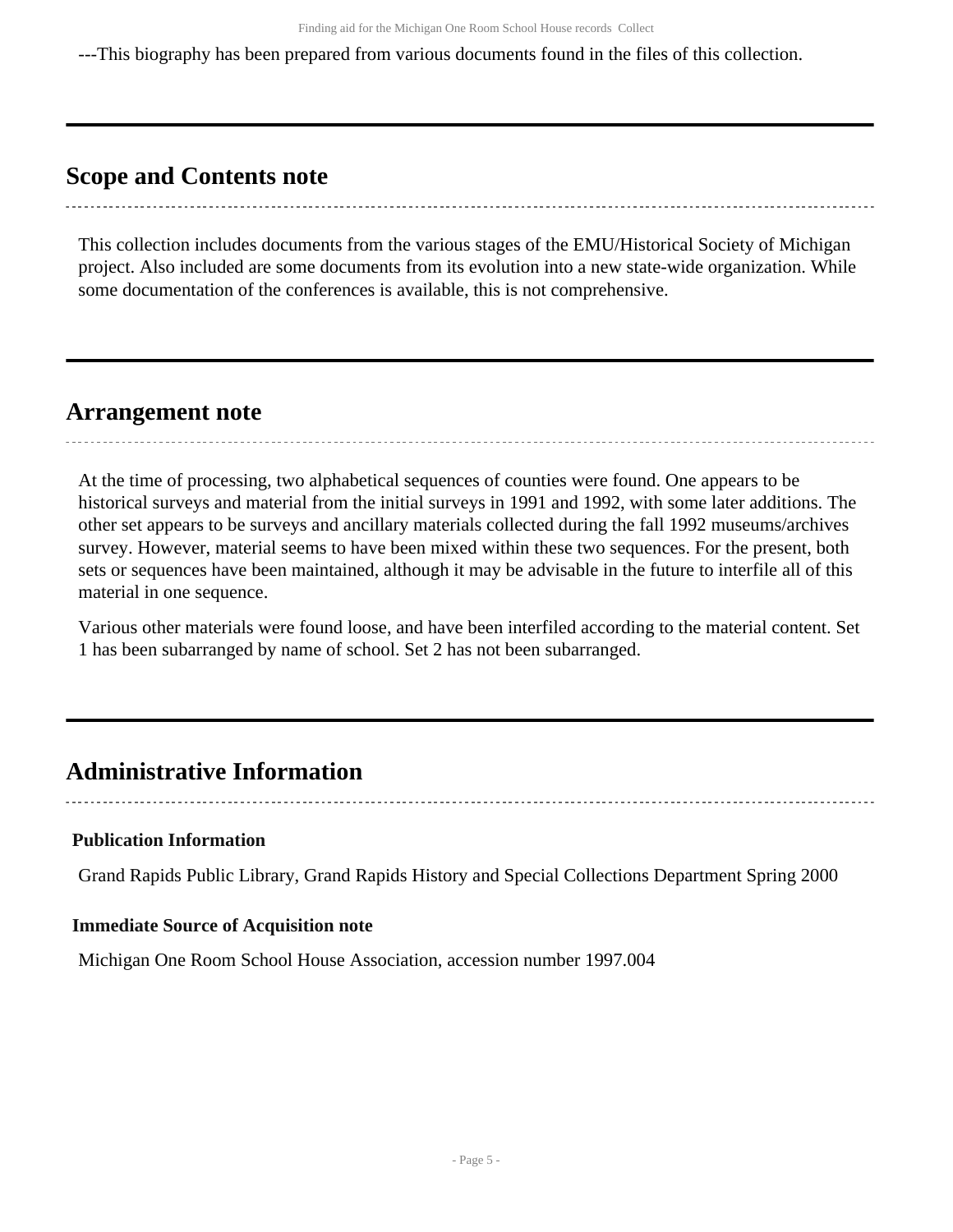---This biography has been prepared from various documents found in the files of this collection.

## Scope and Contents note

This collection includes documents from the various stages of the EMU/Historical Society of Michigan project. Also included are some documents from its evolution into a new state-wide organization. While some documentation of the conferences is available, this is not comprehensive.

## Arrangement note

At the time of processing, two alphabetical sequences of counties were found. One appears to be historical surveys and material from the initial surveys in 1991 and 1992, with some later additions. The other set appears to be surveys and ancillary materials collected during the fall 1992 museums/archives survey. However, material seems to have been mixed within these two sequences. For the present, both sets or sequences have been maintained, although it may be advisable in the future to interfile all of this material in one sequence.

Various other materials were found loose, and have been interfiled according to the material content. Set 1 has been subarranged by name of school. Set 2 has not been subarranged.

## Administrative Information

### Publication Information

Grand Rapids Public Library, Grand Rapids History and Special Collections Department Spring 2000

### Immediate Source of Acquisition note

Michigan One Room School House Association, accession number 1997.004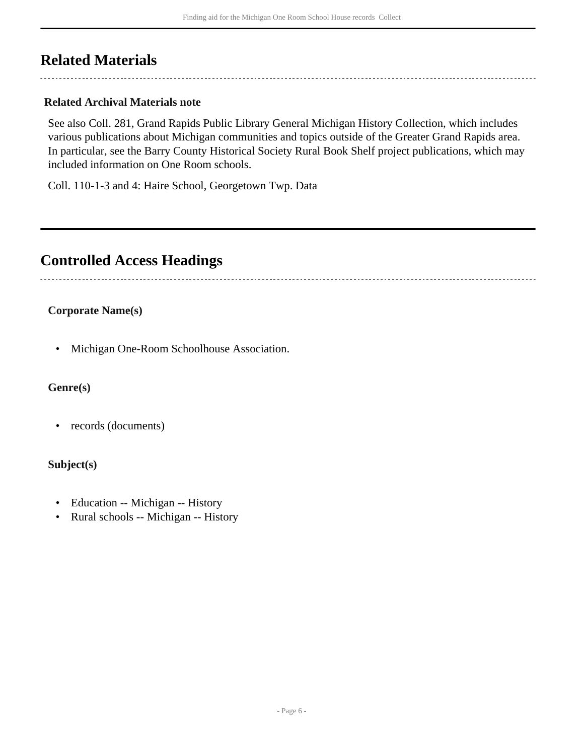## Related Materials

### Related Archival Materials note

See also Coll. 281, Grand Rapids Public Library General Michigan History Collection, which includes various publications about Michigan communities and topics outside of the Greater Grand Rapids area. In particular, see the Barry County Historical Society Rural Book Shelf project publications, which may included information on One Room schools.

Coll. 110-1-3 and 4: Haire School, Georgetown Twp. Data

## Controlled Access Headings

### Corporate Name(s)

- Michigan One-Room Schoolhouse Association.

### Genre(s)

- records (documents)

### Subject(s)

- Education -- Michigan -- History
- Rural schools -- Michigan -- History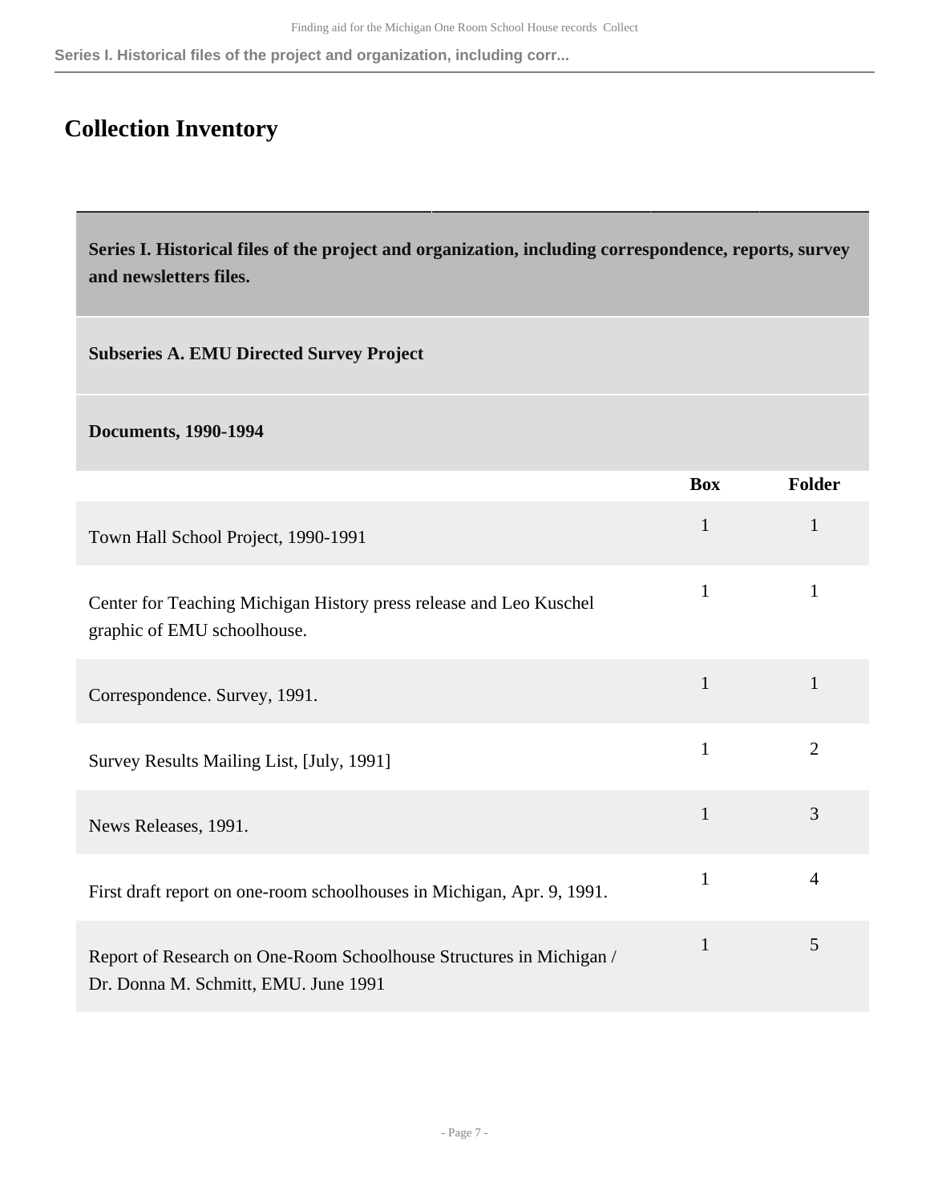## Collection Inventory

### Series I. Historical files of the project and organization, including correspondence, reports, survey and newsletters files.

#### Subseries A. EMU Directed Survey Project

**Documents, 1990-1994**

| | Box | Folder |
|---|---|---|
| Town Hall School Project, 1990-1991 | 1 | 1 |
| Center for Teaching Michigan History press release and Leo Kuschel graphic of EMU schoolhouse. | 1 | 1 |
| Correspondence. Survey, 1991. | 1 | 1 |
| Survey Results Mailing List, [July, 1991] | 1 | 2 |
| News Releases, 1991. | 1 | 3 |
| First draft report on one-room schoolhouses in Michigan, Apr. 9, 1991. | 1 | 4 |
| Report of Research on One-Room Schoolhouse Structures in Michigan / Dr. Donna M. Schmitt, EMU. June 1991 | 1 | 5 |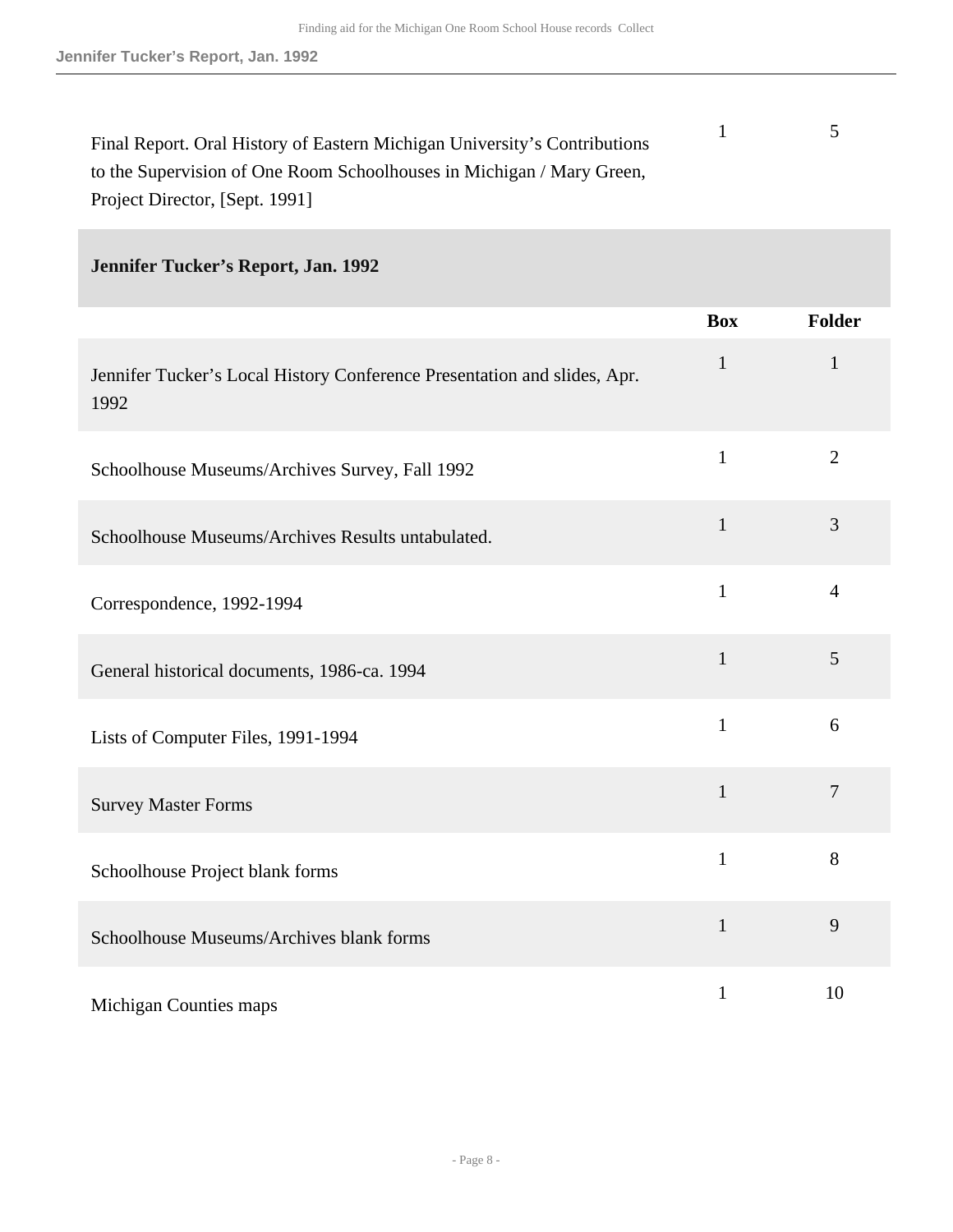| | Box | Folder |
|---|---|---|
| Final Report. Oral History of Eastern Michigan University's Contributions to the Supervision of One Room Schoolhouses in Michigan / Mary Green, Project Director, [Sept. 1991] | 1 | 5 |

### Jennifer Tucker's Report, Jan. 1992

| | Box | Folder |
|---|---|---|
| Jennifer Tucker's Local History Conference Presentation and slides, Apr. 1992 | 1 | 1 |
| Schoolhouse Museums/Archives Survey, Fall 1992 | 1 | 2 |
| Schoolhouse Museums/Archives Results untabulated. | 1 | 3 |
| Correspondence, 1992-1994 | 1 | 4 |
| General historical documents, 1986-ca. 1994 | 1 | 5 |
| Lists of Computer Files, 1991-1994 | 1 | 6 |
| Survey Master Forms | 1 | 7 |
| Schoolhouse Project blank forms | 1 | 8 |
| Schoolhouse Museums/Archives blank forms | 1 | 9 |
| Michigan Counties maps | 1 | 10 |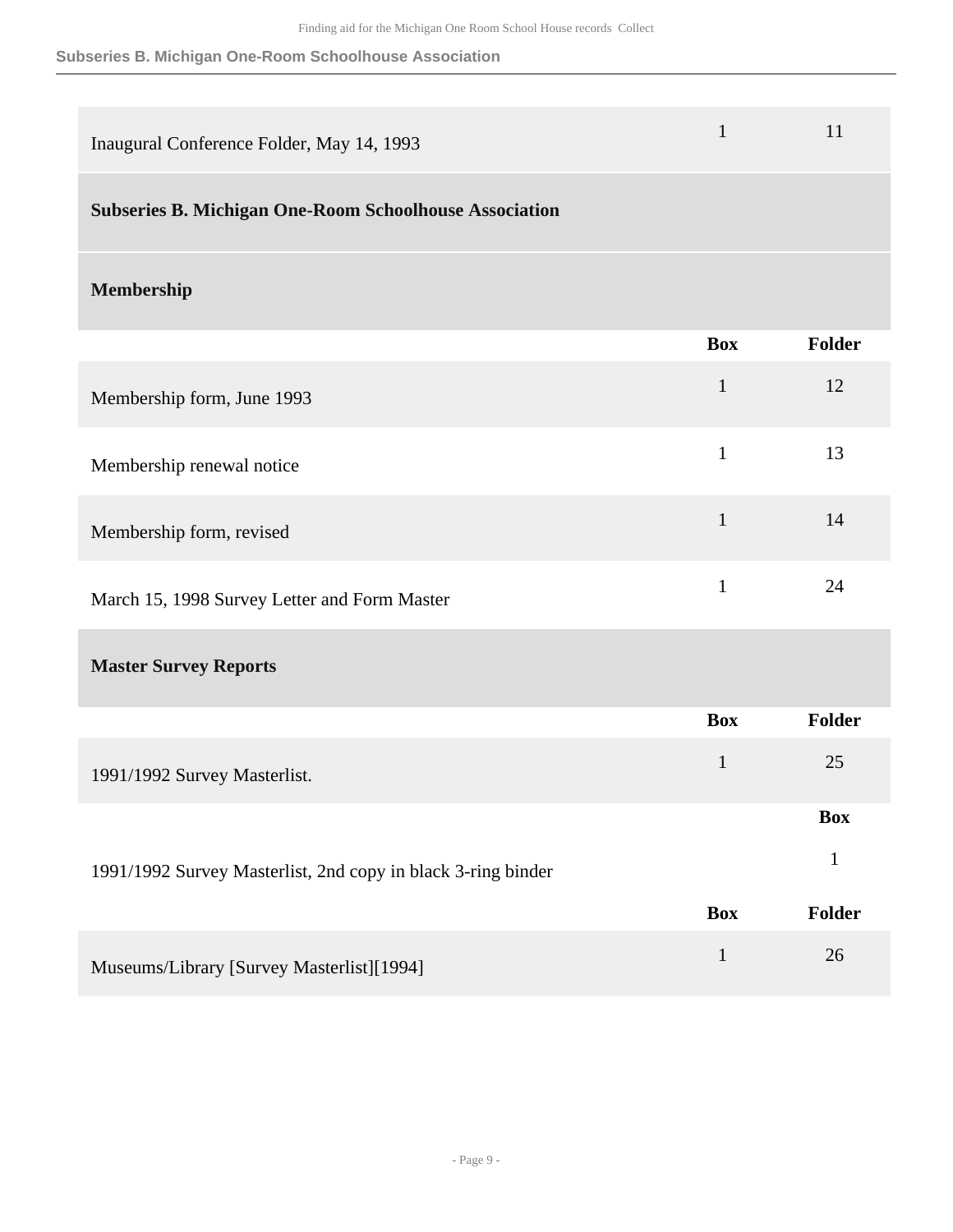| | Box | Folder |
|---|---|---|
| Inaugural Conference Folder, May 14, 1993 | 1 | 11 |

## Subseries B. Michigan One-Room Schoolhouse Association

### Membership

| | Box | Folder |
|---|---|---|
| Membership form, June 1993 | 1 | 12 |
| Membership renewal notice | 1 | 13 |
| Membership form, revised | 1 | 14 |
| March 15, 1998 Survey Letter and Form Master | 1 | 24 |

### Master Survey Reports

| | Box | Folder |
|---|---|---|
| 1991/1992 Survey Masterlist. | 1 | 25 |

| | Box |
|---|---|
| 1991/1992 Survey Masterlist, 2nd copy in black 3-ring binder | 1 |

| | Box | Folder |
|---|---|---|
| Museums/Library [Survey Masterlist][1994] | 1 | 26 |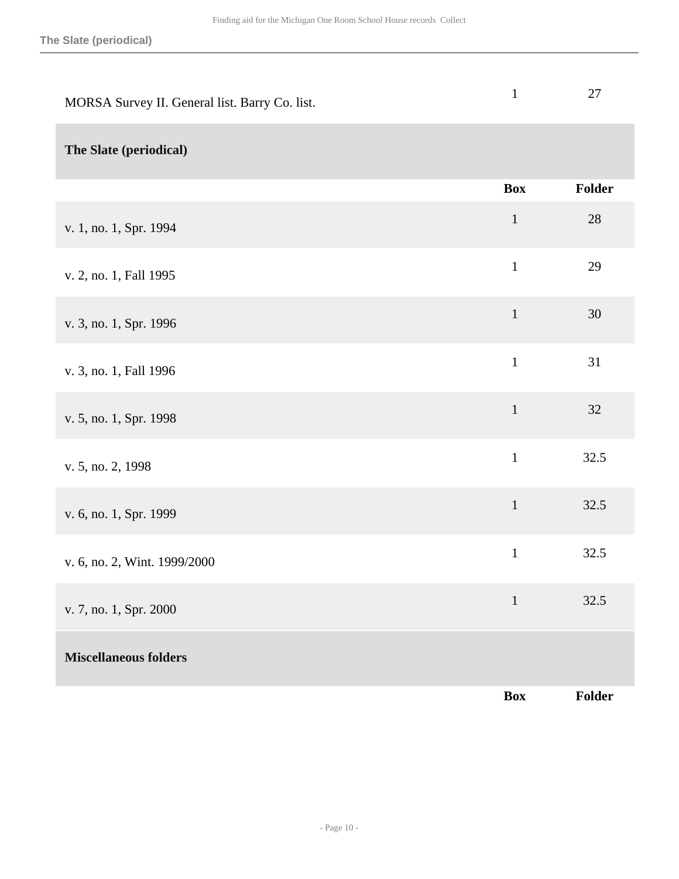| | Box | Folder |
|---|---|---|
| MORSA Survey II. General list. Barry Co. list. | 1 | 27 |

## The Slate (periodical)

| | Box | Folder |
|---|---|---|
| v. 1, no. 1, Spr. 1994 | 1 | 28 |
| v. 2, no. 1, Fall 1995 | 1 | 29 |
| v. 3, no. 1, Spr. 1996 | 1 | 30 |
| v. 3, no. 1, Fall 1996 | 1 | 31 |
| v. 5, no. 1, Spr. 1998 | 1 | 32 |
| v. 5, no. 2, 1998 | 1 | 32.5 |
| v. 6, no. 1, Spr. 1999 | 1 | 32.5 |
| v. 6, no. 2, Wint. 1999/2000 | 1 | 32.5 |
| v. 7, no. 1, Spr. 2000 | 1 | 32.5 |

## Miscellaneous folders

| | Box | Folder |
|---|---|---|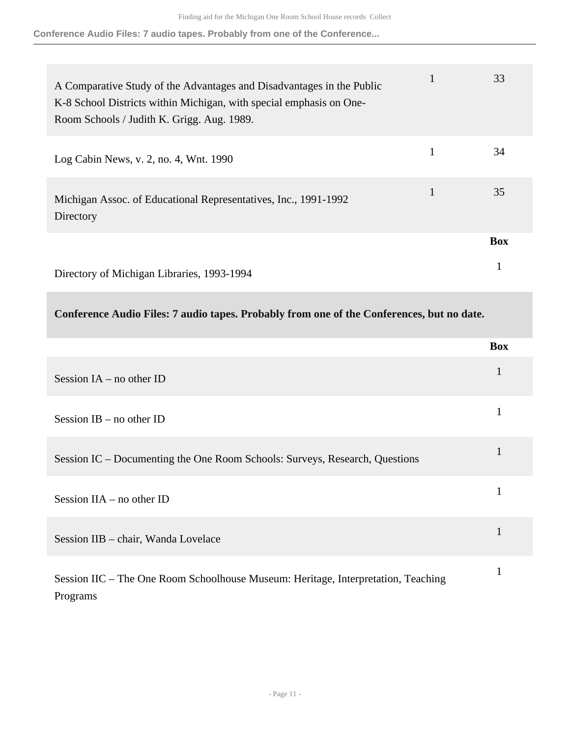| | | |
|---|---|---|
| A Comparative Study of the Advantages and Disadvantages in the Public K-8 School Districts within Michigan, with special emphasis on One-Room Schools / Judith K. Grigg. Aug. 1989. | 1 | 33 |
| Log Cabin News, v. 2, no. 4, Wnt. 1990 | 1 | 34 |
| Michigan Assoc. of Educational Representatives, Inc., 1991-1992 Directory | 1 | 35 |

| | Box |
|---|---|
| Directory of Michigan Libraries, 1993-1994 | 1 |

### Conference Audio Files: 7 audio tapes. Probably from one of the Conferences, but no date.

| | Box |
|---|---|
| Session IA – no other ID | 1 |
| Session IB – no other ID | 1 |
| Session IC – Documenting the One Room Schools: Surveys, Research, Questions | 1 |
| Session IIA – no other ID | 1 |
| Session IIB – chair, Wanda Lovelace | 1 |
| Session IIC – The One Room Schoolhouse Museum: Heritage, Interpretation, Teaching Programs | 1 |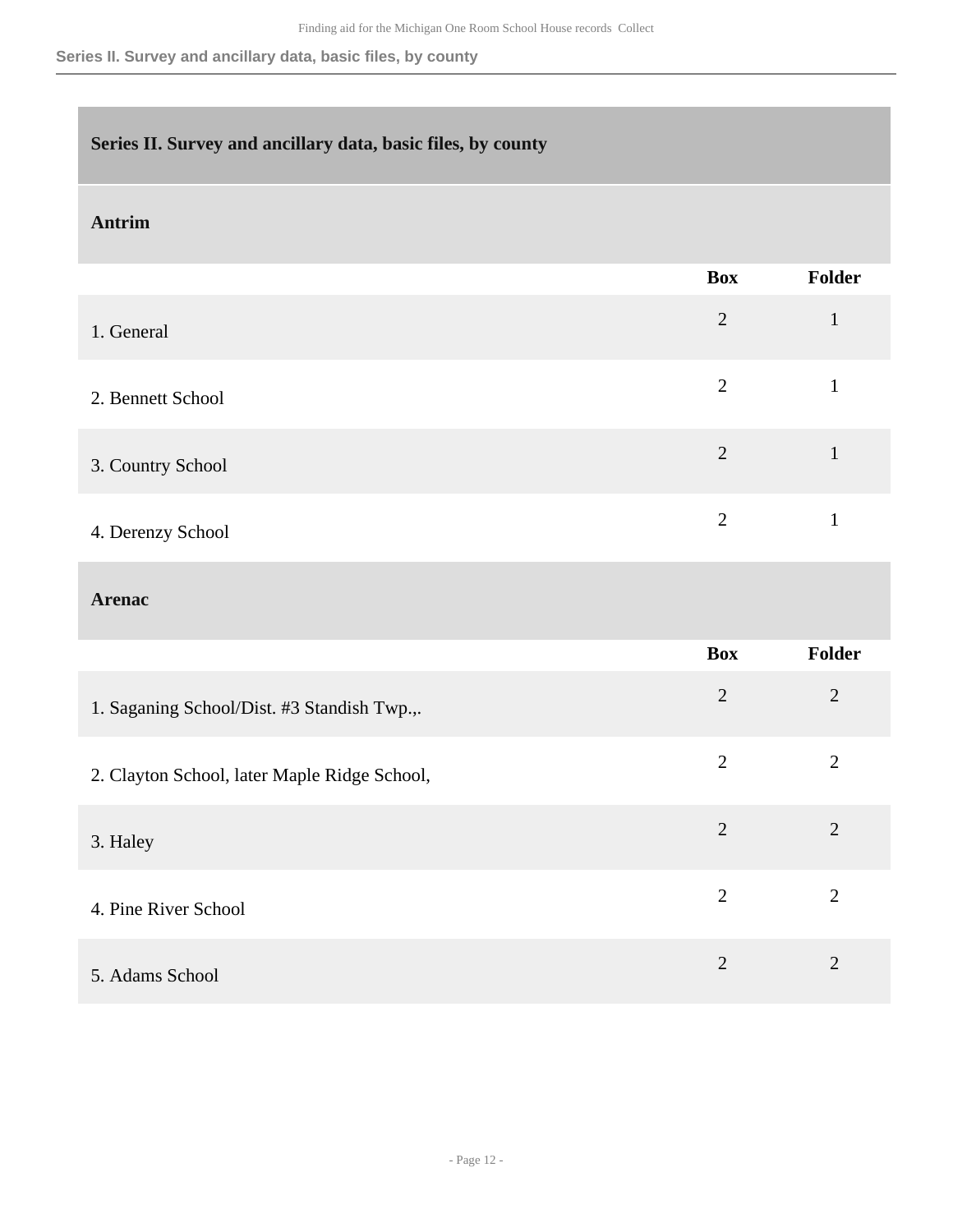## Series II. Survey and ancillary data, basic files, by county

### Antrim

| | Box | Folder |
|---|---|---|
| 1. General | 2 | 1 |
| 2. Bennett School | 2 | 1 |
| 3. Country School | 2 | 1 |
| 4. Derenzy School | 2 | 1 |

### Arenac

| | Box | Folder |
|---|---|---|
| 1. Saganing School/Dist. #3 Standish Twp.,. | 2 | 2 |
| 2. Clayton School, later Maple Ridge School, | 2 | 2 |
| 3. Haley | 2 | 2 |
| 4. Pine River School | 2 | 2 |
| 5. Adams School | 2 | 2 |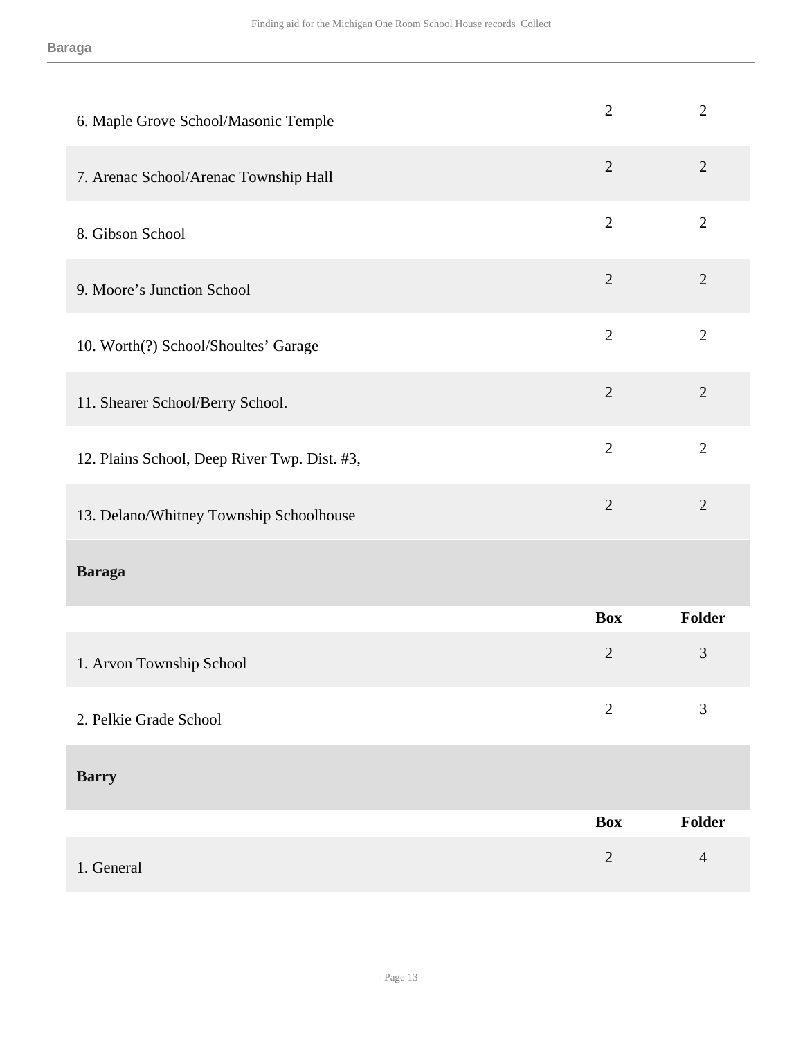| | Box | Folder |
|---|---|---|
| 6. Maple Grove School/Masonic Temple | 2 | 2 |
| 7. Arenac School/Arenac Township Hall | 2 | 2 |
| 8. Gibson School | 2 | 2 |
| 9. Moore's Junction School | 2 | 2 |
| 10. Worth(?) School/Shoultes' Garage | 2 | 2 |
| 11. Shearer School/Berry School. | 2 | 2 |
| 12. Plains School, Deep River Twp. Dist. #3, | 2 | 2 |
| 13. Delano/Whitney Township Schoolhouse | 2 | 2 |

### Baraga

| | Box | Folder |
|---|---|---|
| 1. Arvon Township School | 2 | 3 |
| 2. Pelkie Grade School | 2 | 3 |

### Barry

| | Box | Folder |
|---|---|---|
| 1. General | 2 | 4 |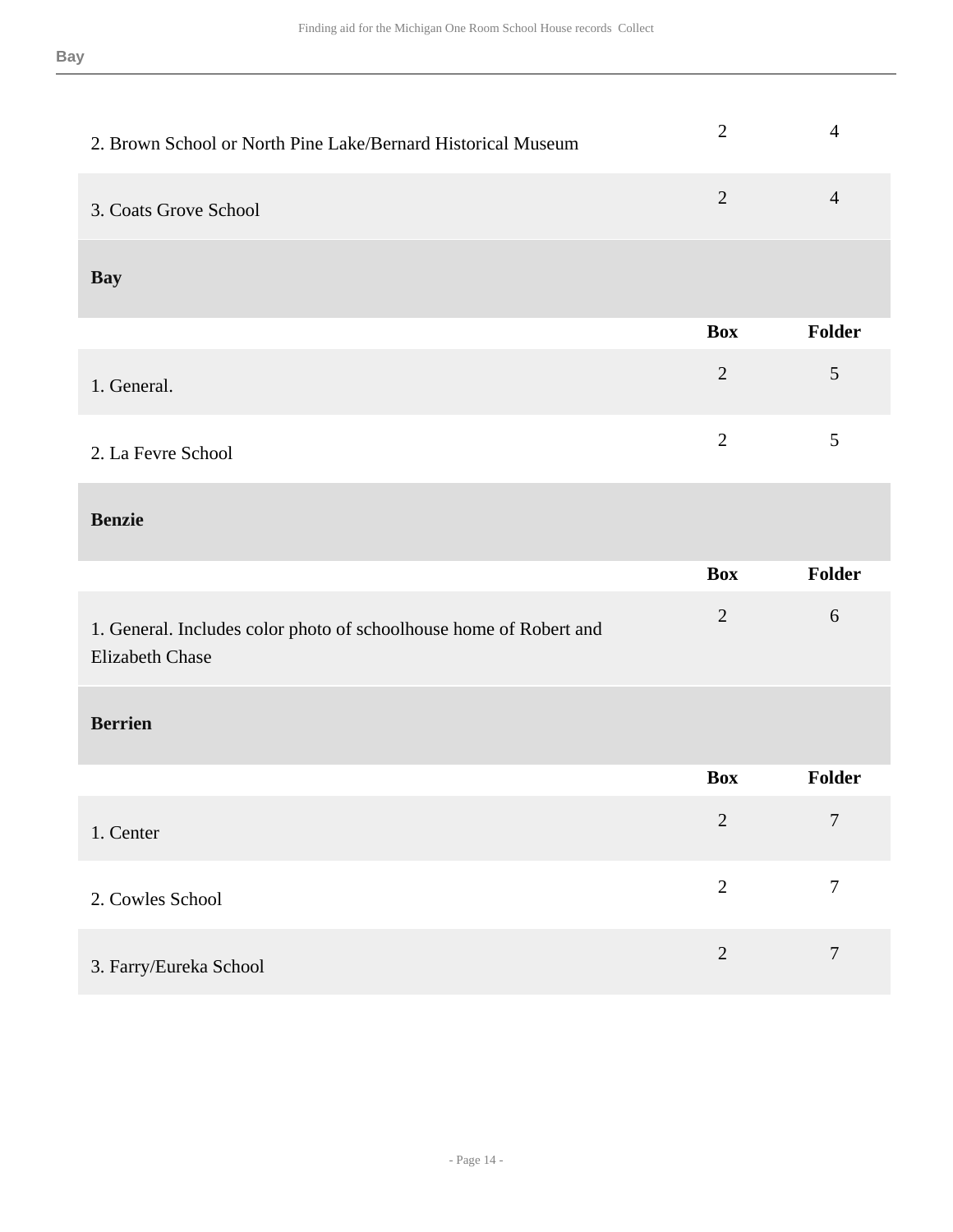| | Box | Folder |
|---|---|---|
| 2. Brown School or North Pine Lake/Bernard Historical Museum | 2 | 4 |
| 3. Coats Grove School | 2 | 4 |

### Bay

| | Box | Folder |
|---|---|---|
| 1. General. | 2 | 5 |
| 2. La Fevre School | 2 | 5 |

### Benzie

| | Box | Folder |
|---|---|---|
| 1. General. Includes color photo of schoolhouse home of Robert and Elizabeth Chase | 2 | 6 |

### Berrien

| | Box | Folder |
|---|---|---|
| 1. Center | 2 | 7 |
| 2. Cowles School | 2 | 7 |
| 3. Farry/Eureka School | 2 | 7 |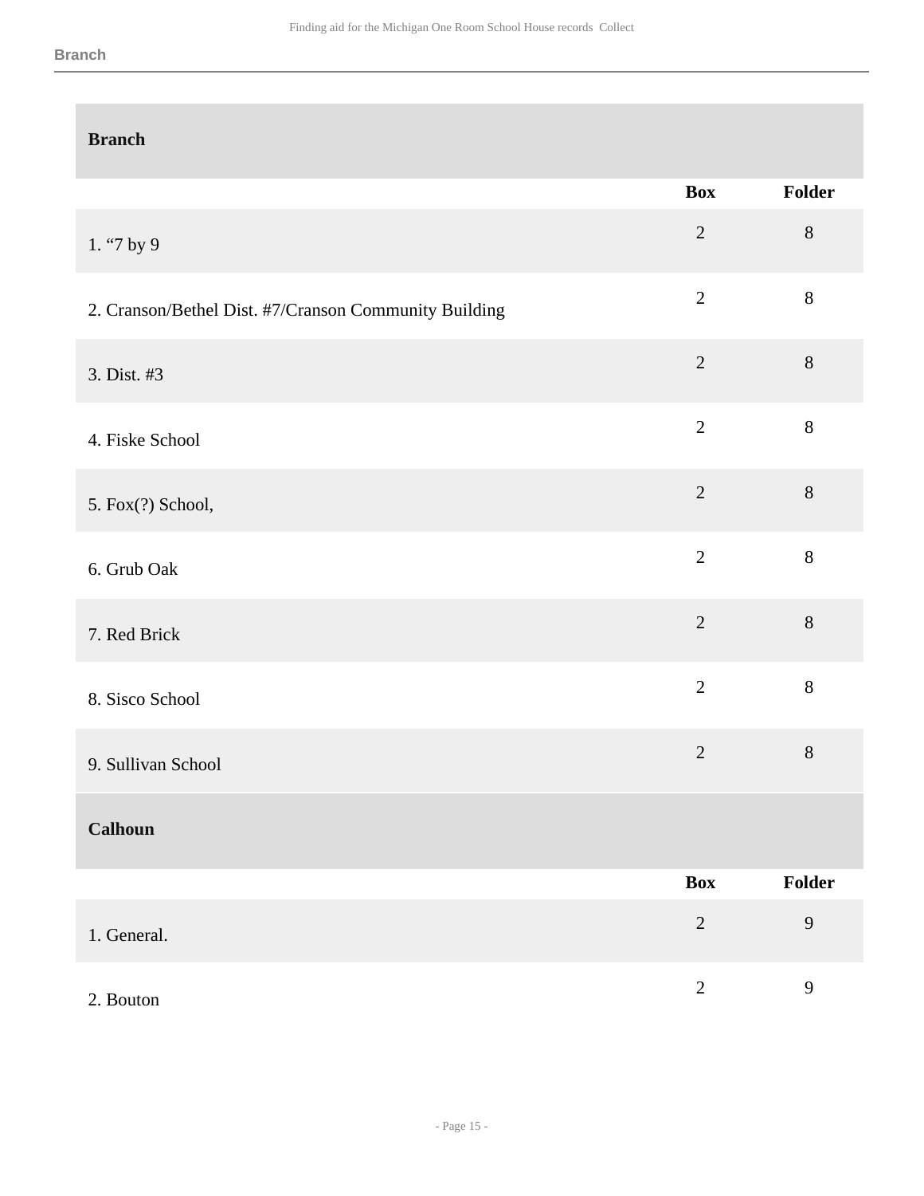## Branch

| | Box | Folder |
|---|---|---|
| 1. “7 by 9 | 2 | 8 |
| 2. Cranson/Bethel Dist. #7/Cranson Community Building | 2 | 8 |
| 3. Dist. #3 | 2 | 8 |
| 4. Fiske School | 2 | 8 |
| 5. Fox(?) School, | 2 | 8 |
| 6. Grub Oak | 2 | 8 |
| 7. Red Brick | 2 | 8 |
| 8. Sisco School | 2 | 8 |
| 9. Sullivan School | 2 | 8 |

## Calhoun

| | Box | Folder |
|---|---|---|
| 1. General. | 2 | 9 |
| 2. Bouton | 2 | 9 |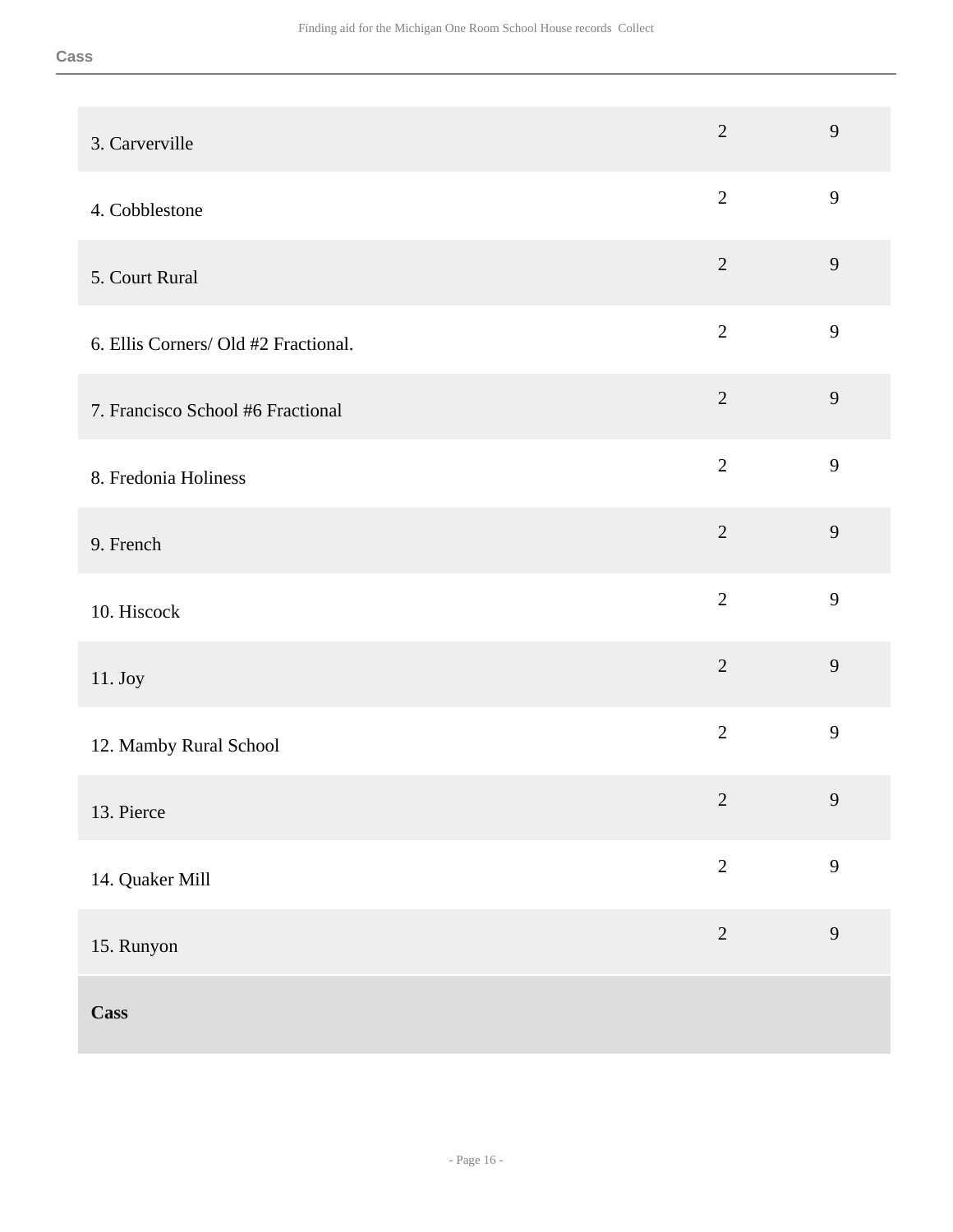| | | |
|---|---|---|
| 3. Carverville | 2 | 9 |
| 4. Cobblestone | 2 | 9 |
| 5. Court Rural | 2 | 9 |
| 6. Ellis Corners/ Old #2 Fractional. | 2 | 9 |
| 7. Francisco School #6 Fractional | 2 | 9 |
| 8. Fredonia Holiness | 2 | 9 |
| 9. French | 2 | 9 |
| 10. Hiscock | 2 | 9 |
| 11. Joy | 2 | 9 |
| 12. Mamby Rural School | 2 | 9 |
| 13. Pierce | 2 | 9 |
| 14. Quaker Mill | 2 | 9 |
| 15. Runyon | 2 | 9 |
| **Cass** | | |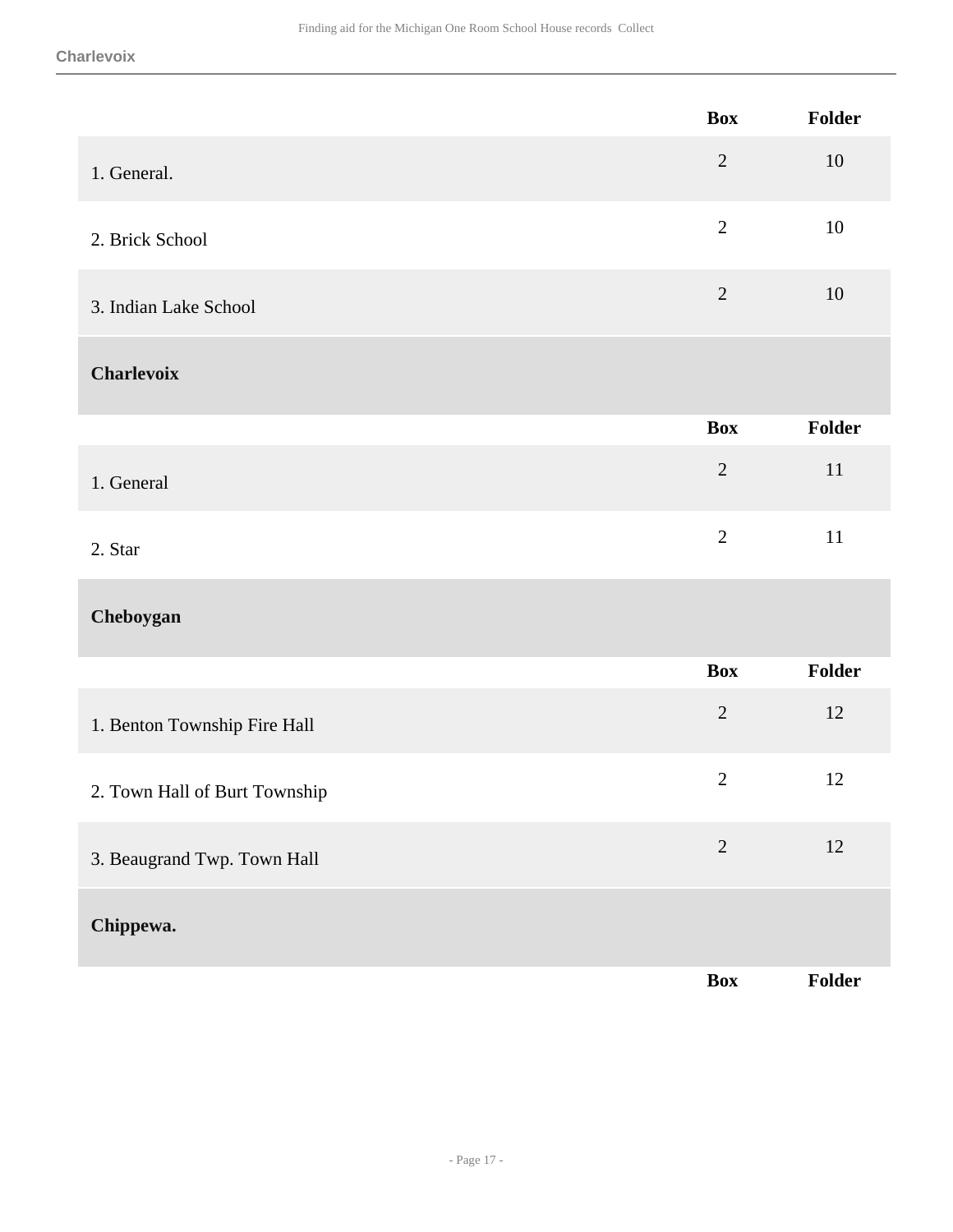| | Box | Folder |
|---|---|---|
| 1. General. | 2 | 10 |
| 2. Brick School | 2 | 10 |
| 3. Indian Lake School | 2 | 10 |

### Charlevoix

| | Box | Folder |
|---|---|---|
| 1. General | 2 | 11 |
| 2. Star | 2 | 11 |

### Cheboygan

| | Box | Folder |
|---|---|---|
| 1. Benton Township Fire Hall | 2 | 12 |
| 2. Town Hall of Burt Township | 2 | 12 |
| 3. Beaugrand Twp. Town Hall | 2 | 12 |

### Chippewa.

| | Box | Folder |
|---|---|---|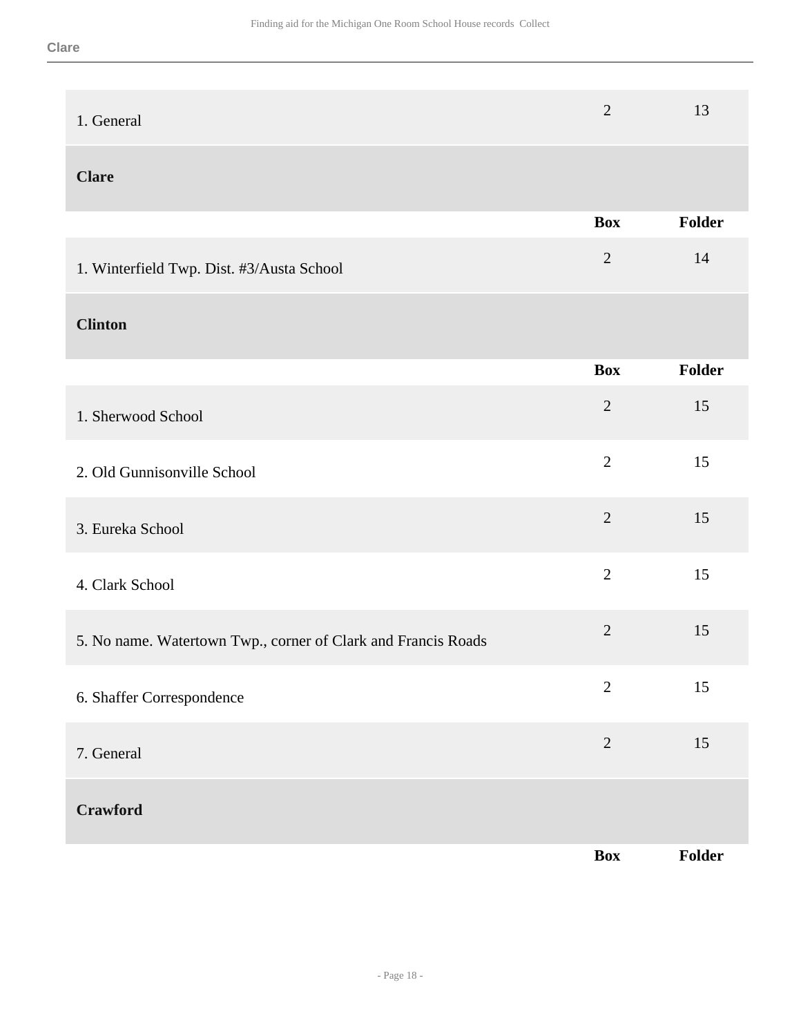| | Box | Folder |
|---|---|---|
| 1. General | 2 | 13 |

### Clare

| | Box | Folder |
|---|---|---|
| 1. Winterfield Twp. Dist. #3/Austa School | 2 | 14 |

### Clinton

| | Box | Folder |
|---|---|---|
| 1. Sherwood School | 2 | 15 |
| 2. Old Gunnisonville School | 2 | 15 |
| 3. Eureka School | 2 | 15 |
| 4. Clark School | 2 | 15 |
| 5. No name. Watertown Twp., corner of Clark and Francis Roads | 2 | 15 |
| 6. Shaffer Correspondence | 2 | 15 |
| 7. General | 2 | 15 |

### Crawford

| | Box | Folder |
|---|---|---|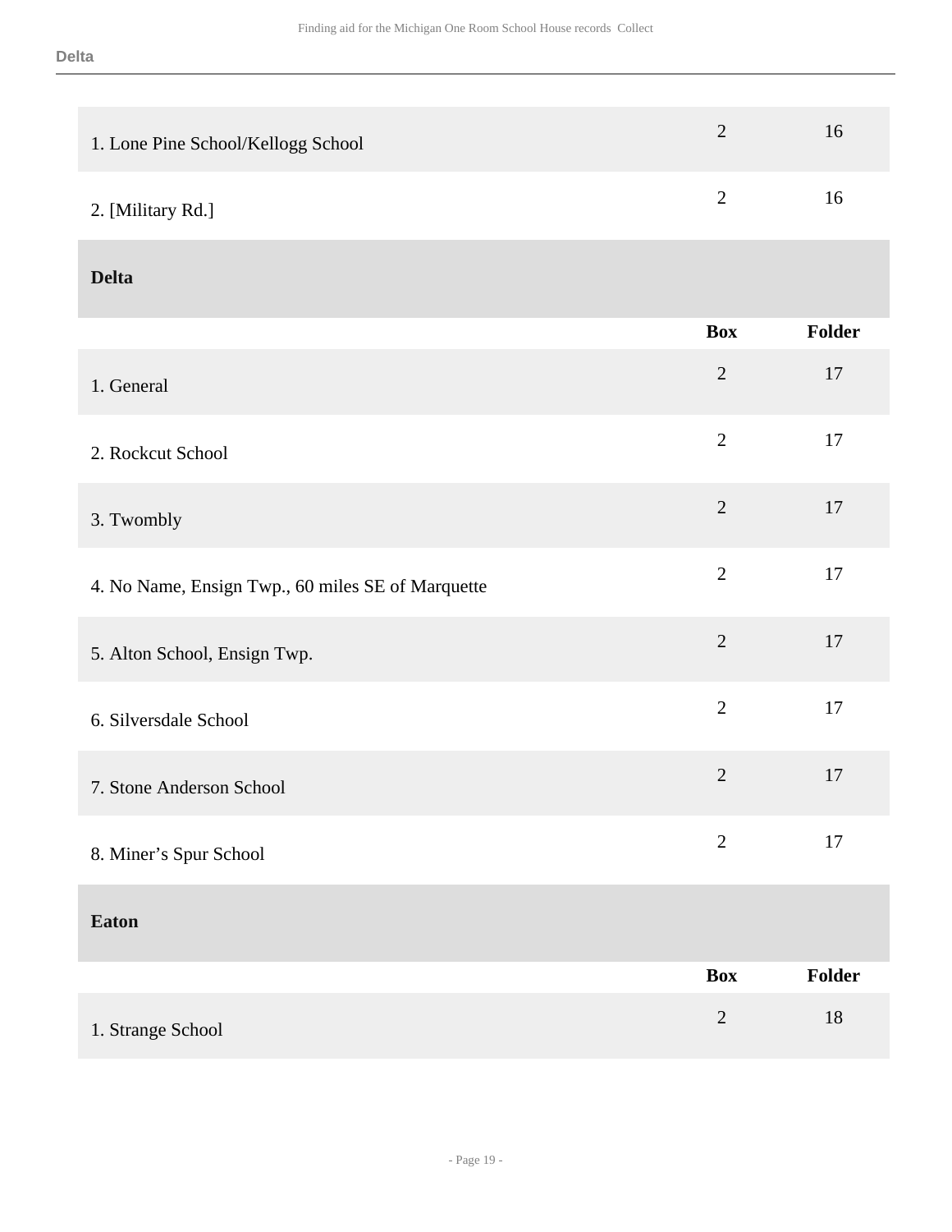| | Box | Folder |
|---|---|---|
| 1. Lone Pine School/Kellogg School | 2 | 16 |
| 2. [Military Rd.] | 2 | 16 |

### Delta

| | Box | Folder |
|---|---|---|
| 1. General | 2 | 17 |
| 2. Rockcut School | 2 | 17 |
| 3. Twombly | 2 | 17 |
| 4. No Name, Ensign Twp., 60 miles SE of Marquette | 2 | 17 |
| 5. Alton School, Ensign Twp. | 2 | 17 |
| 6. Silversdale School | 2 | 17 |
| 7. Stone Anderson School | 2 | 17 |
| 8. Miner's Spur School | 2 | 17 |

### Eaton

| | Box | Folder |
|---|---|---|
| 1. Strange School | 2 | 18 |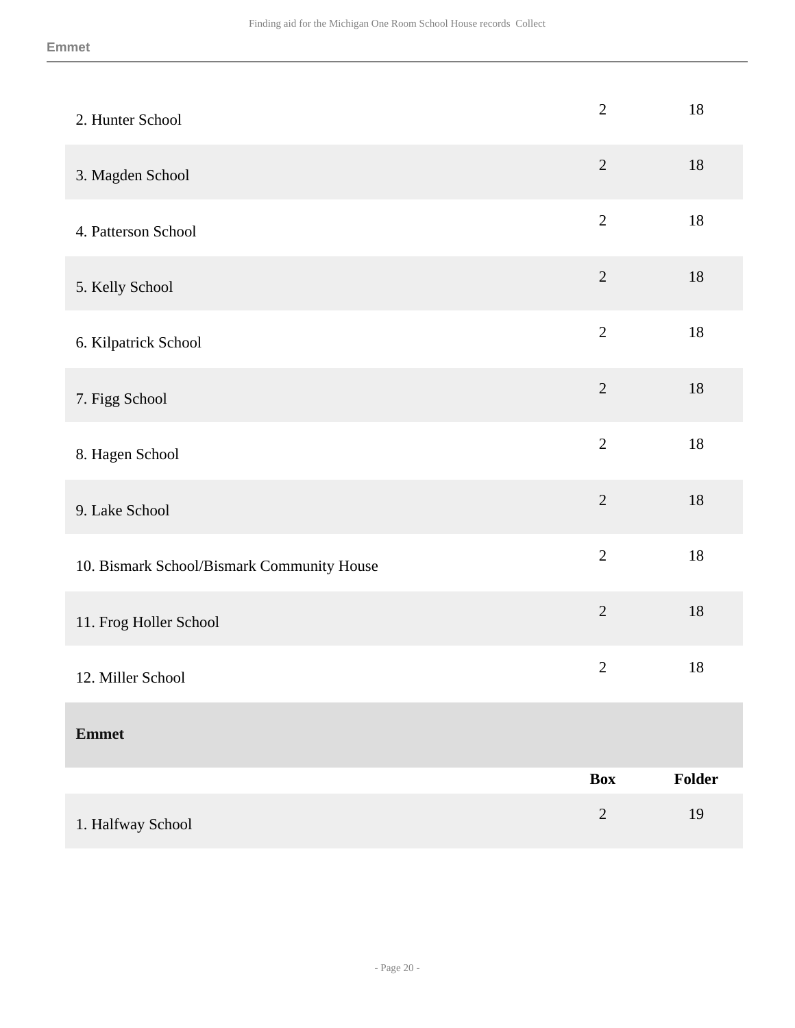| | Box | Folder |
|---|---|---|
| 2. Hunter School | 2 | 18 |
| 3. Magden School | 2 | 18 |
| 4. Patterson School | 2 | 18 |
| 5. Kelly School | 2 | 18 |
| 6. Kilpatrick School | 2 | 18 |
| 7. Figg School | 2 | 18 |
| 8. Hagen School | 2 | 18 |
| 9. Lake School | 2 | 18 |
| 10. Bismark School/Bismark Community House | 2 | 18 |
| 11. Frog Holler School | 2 | 18 |
| 12. Miller School | 2 | 18 |

**Emmet**

| | Box | Folder |
|---|---|---|
| 1. Halfway School | 2 | 19 |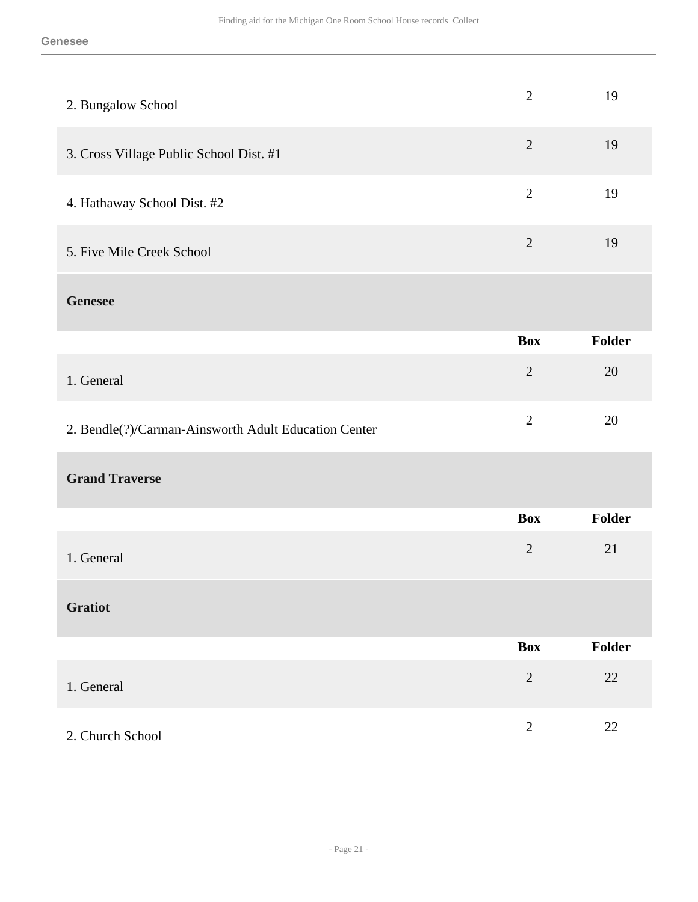| | Box | Folder |
|---|---|---|
| 2. Bungalow School | 2 | 19 |
| 3. Cross Village Public School Dist. #1 | 2 | 19 |
| 4. Hathaway School Dist. #2 | 2 | 19 |
| 5. Five Mile Creek School | 2 | 19 |

### Genesee

| | Box | Folder |
|---|---|---|
| 1. General | 2 | 20 |
| 2. Bendle(?)/Carman-Ainsworth Adult Education Center | 2 | 20 |

### Grand Traverse

| | Box | Folder |
|---|---|---|
| 1. General | 2 | 21 |

### Gratiot

| | Box | Folder |
|---|---|---|
| 1. General | 2 | 22 |
| 2. Church School | 2 | 22 |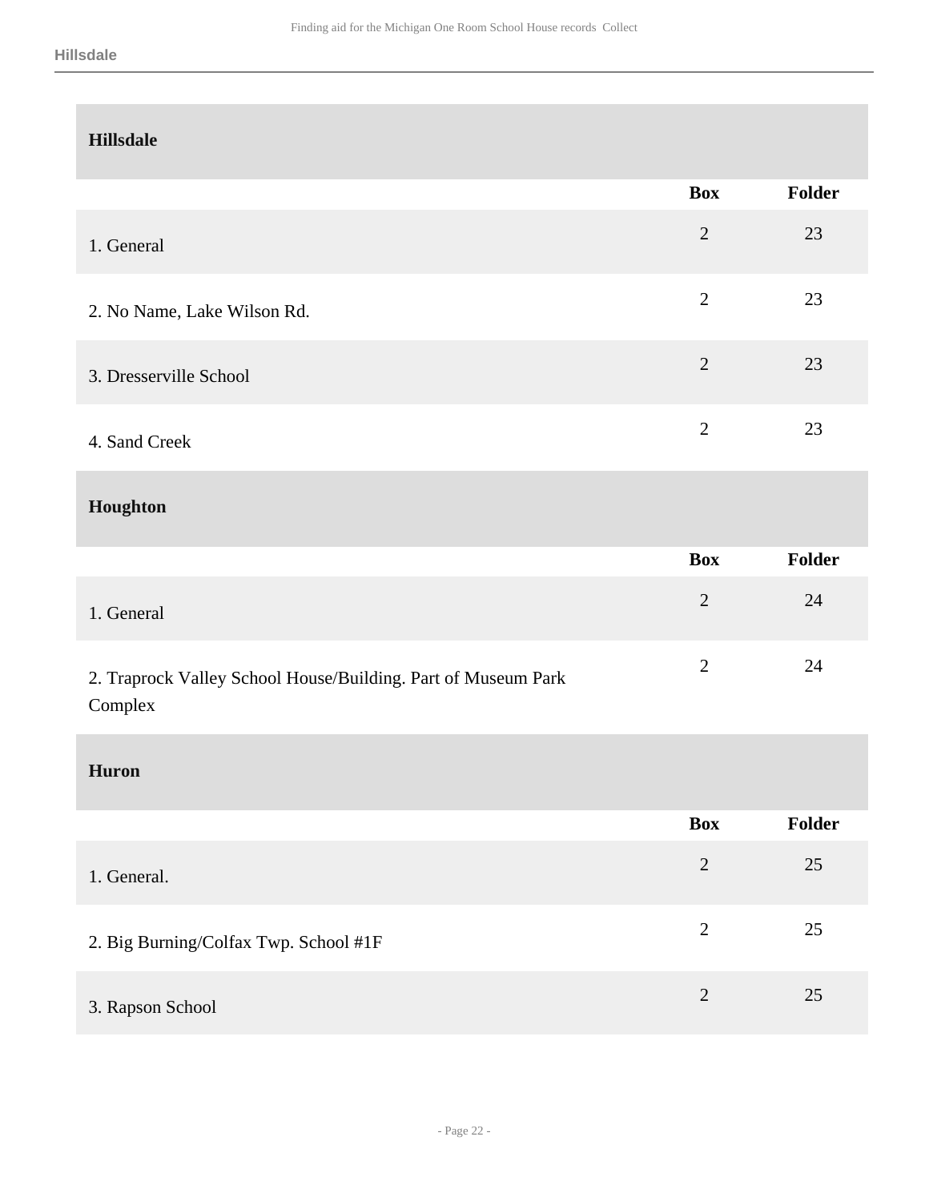## Hillsdale

| | Box | Folder |
|---|---|---|
| 1. General | 2 | 23 |
| 2. No Name, Lake Wilson Rd. | 2 | 23 |
| 3. Dresserville School | 2 | 23 |
| 4. Sand Creek | 2 | 23 |

## Houghton

| | Box | Folder |
|---|---|---|
| 1. General | 2 | 24 |
| 2. Traprock Valley School House/Building. Part of Museum Park Complex | 2 | 24 |

## Huron

| | Box | Folder |
|---|---|---|
| 1. General. | 2 | 25 |
| 2. Big Burning/Colfax Twp. School #1F | 2 | 25 |
| 3. Rapson School | 2 | 25 |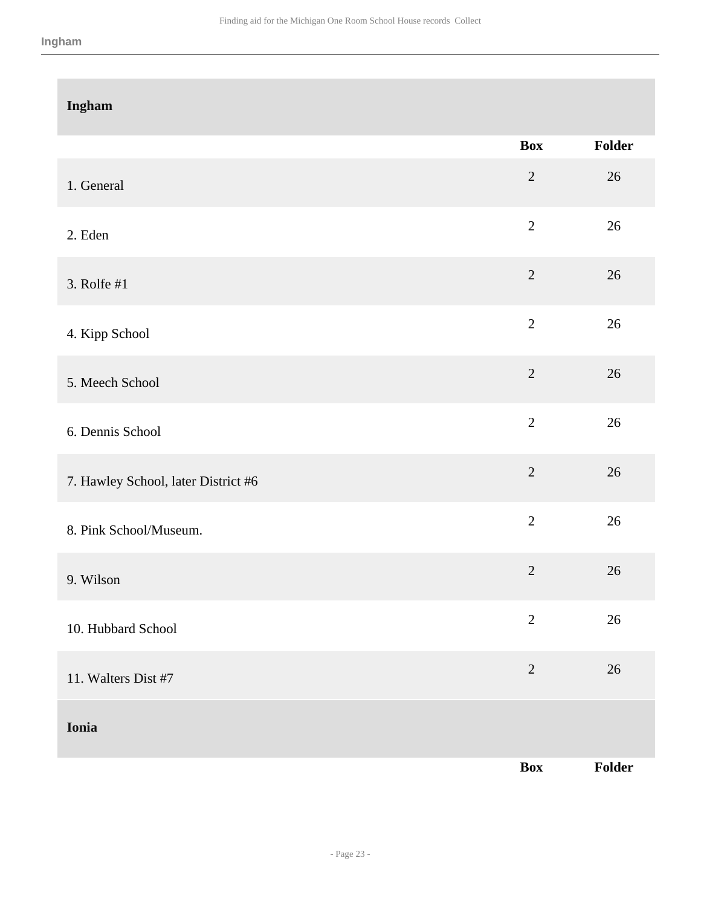## Ingham

| | Box | Folder |
|---|---|---|
| 1. General | 2 | 26 |
| 2. Eden | 2 | 26 |
| 3. Rolfe #1 | 2 | 26 |
| 4. Kipp School | 2 | 26 |
| 5. Meech School | 2 | 26 |
| 6. Dennis School | 2 | 26 |
| 7. Hawley School, later District #6 | 2 | 26 |
| 8. Pink School/Museum. | 2 | 26 |
| 9. Wilson | 2 | 26 |
| 10. Hubbard School | 2 | 26 |
| 11. Walters Dist #7 | 2 | 26 |

## Ionia

| | Box | Folder |
|---|---|---|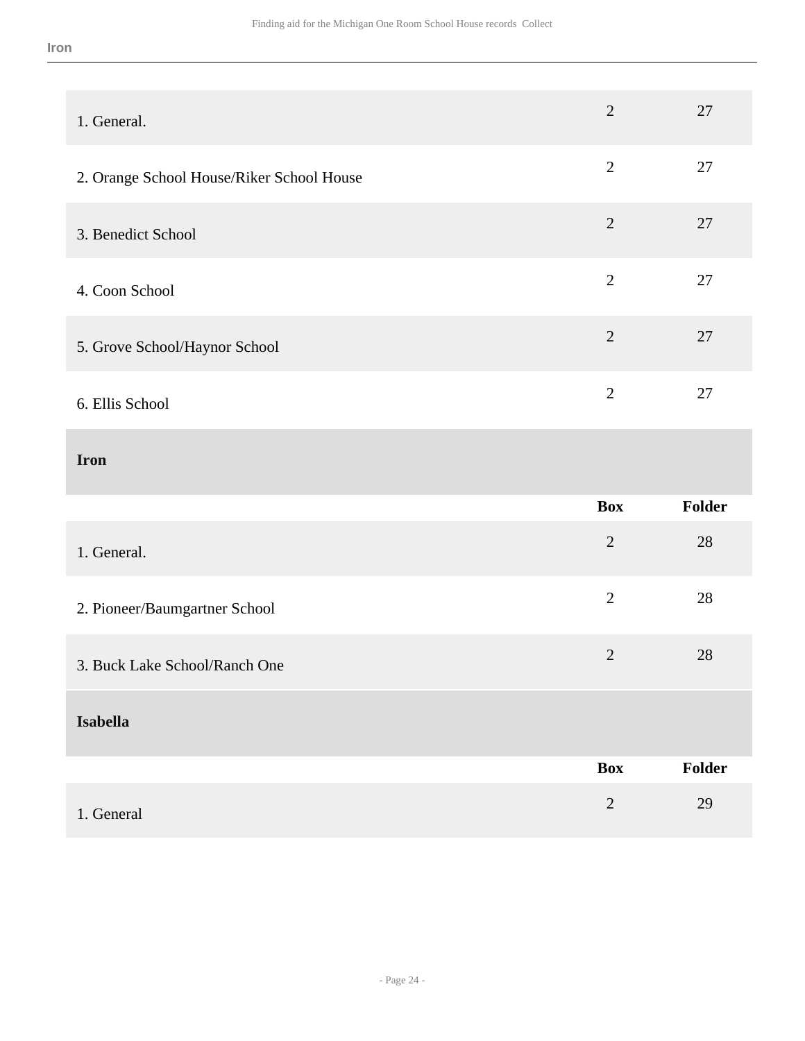| | Box | Folder |
| --- | --- | --- |
| 1. General. | 2 | 27 |
| 2. Orange School House/Riker School House | 2 | 27 |
| 3. Benedict School | 2 | 27 |
| 4. Coon School | 2 | 27 |
| 5. Grove School/Haynor School | 2 | 27 |
| 6. Ellis School | 2 | 27 |

### Iron

| | Box | Folder |
| --- | --- | --- |
| 1. General. | 2 | 28 |
| 2. Pioneer/Baumgartner School | 2 | 28 |
| 3. Buck Lake School/Ranch One | 2 | 28 |

### Isabella

| | Box | Folder |
| --- | --- | --- |
| 1. General | 2 | 29 |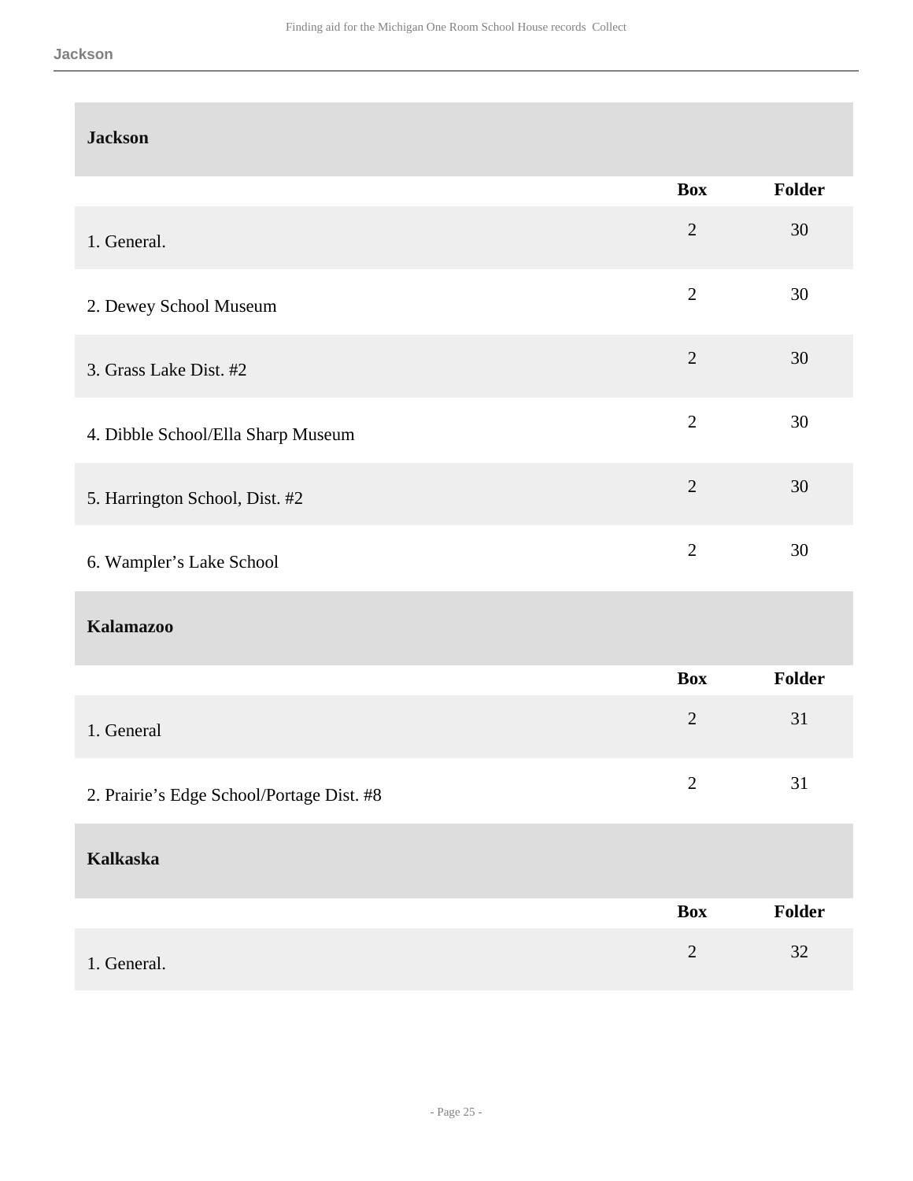## Jackson

| | Box | Folder |
|---|---|---|
| 1. General. | 2 | 30 |
| 2. Dewey School Museum | 2 | 30 |
| 3. Grass Lake Dist. #2 | 2 | 30 |
| 4. Dibble School/Ella Sharp Museum | 2 | 30 |
| 5. Harrington School, Dist. #2 | 2 | 30 |
| 6. Wampler's Lake School | 2 | 30 |

## Kalamazoo

| | Box | Folder |
|---|---|---|
| 1. General | 2 | 31 |
| 2. Prairie's Edge School/Portage Dist. #8 | 2 | 31 |

## Kalkaska

| | Box | Folder |
|---|---|---|
| 1. General. | 2 | 32 |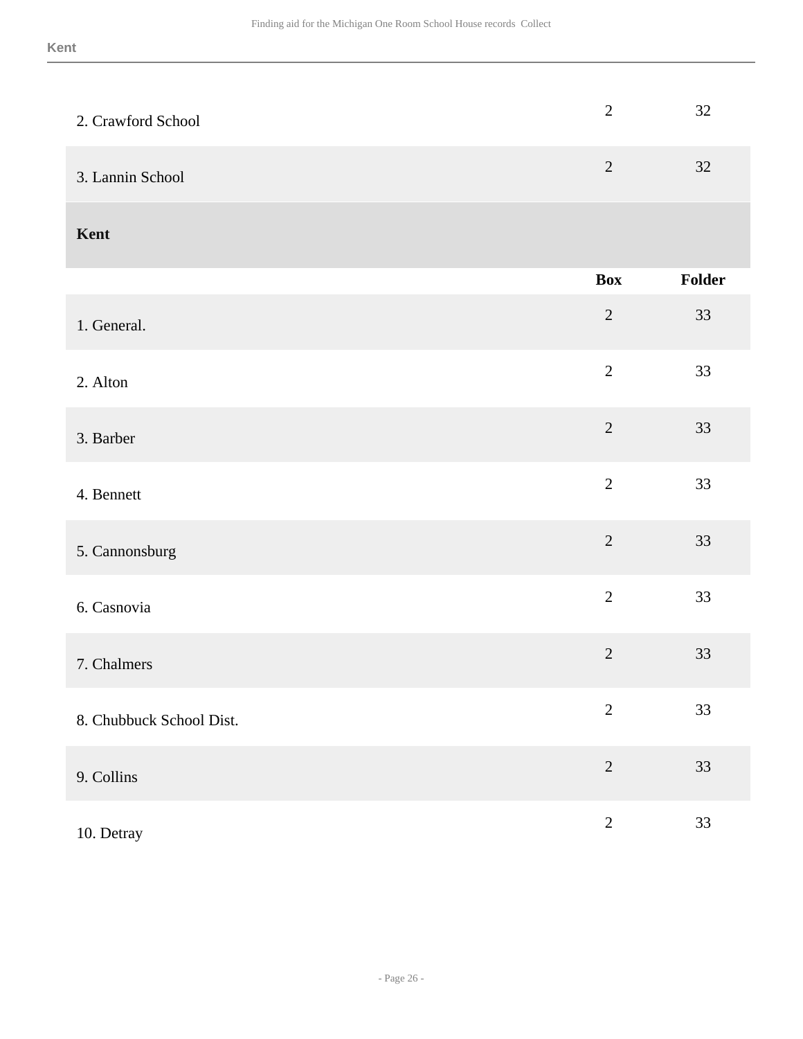| | Box | Folder |
|---|---|---|
| 2. Crawford School | 2 | 32 |
| 3. Lannin School | 2 | 32 |

## Kent

| | Box | Folder |
|---|---|---|
| 1. General. | 2 | 33 |
| 2. Alton | 2 | 33 |
| 3. Barber | 2 | 33 |
| 4. Bennett | 2 | 33 |
| 5. Cannonsburg | 2 | 33 |
| 6. Casnovia | 2 | 33 |
| 7. Chalmers | 2 | 33 |
| 8. Chubbuck School Dist. | 2 | 33 |
| 9. Collins | 2 | 33 |
| 10. Detray | 2 | 33 |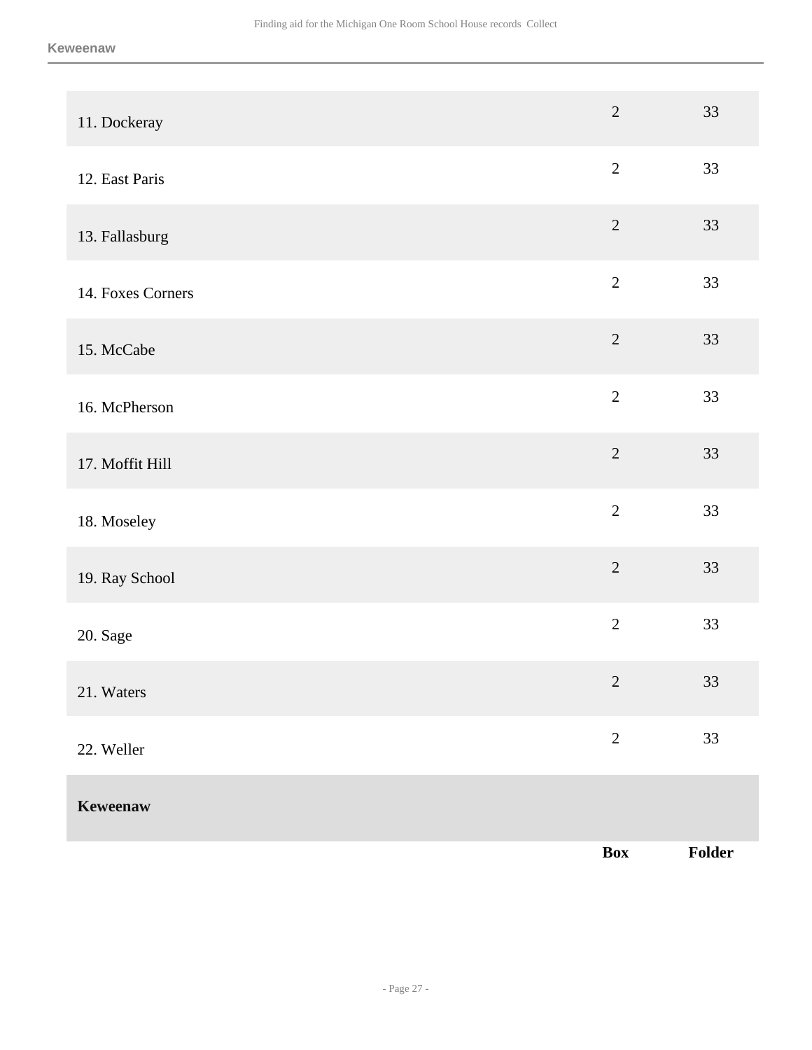| | Box | Folder |
|---|---|---|
| 11. Dockeray | 2 | 33 |
| 12. East Paris | 2 | 33 |
| 13. Fallasburg | 2 | 33 |
| 14. Foxes Corners | 2 | 33 |
| 15. McCabe | 2 | 33 |
| 16. McPherson | 2 | 33 |
| 17. Moffit Hill | 2 | 33 |
| 18. Moseley | 2 | 33 |
| 19. Ray School | 2 | 33 |
| 20. Sage | 2 | 33 |
| 21. Waters | 2 | 33 |
| 22. Weller | 2 | 33 |

**Keweenaw**

| | Box | Folder |
|---|---|---|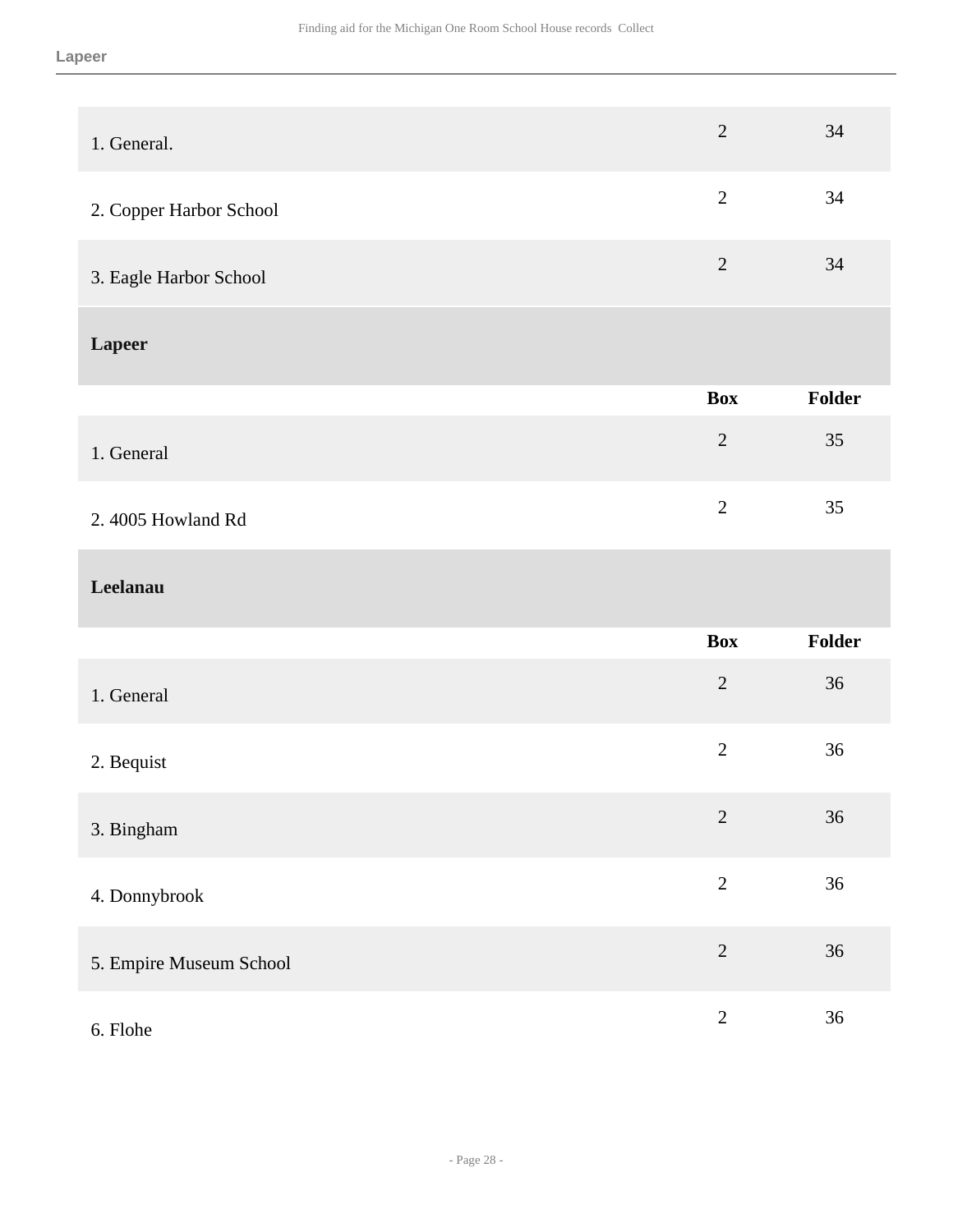| | Box | Folder |
|---|---|---|
| 1. General. | 2 | 34 |
| 2. Copper Harbor School | 2 | 34 |
| 3. Eagle Harbor School | 2 | 34 |

### Lapeer

| | Box | Folder |
|---|---|---|
| 1. General | 2 | 35 |
| 2. 4005 Howland Rd | 2 | 35 |

### Leelanau

| | Box | Folder |
|---|---|---|
| 1. General | 2 | 36 |
| 2. Bequist | 2 | 36 |
| 3. Bingham | 2 | 36 |
| 4. Donnybrook | 2 | 36 |
| 5. Empire Museum School | 2 | 36 |
| 6. Flohe | 2 | 36 |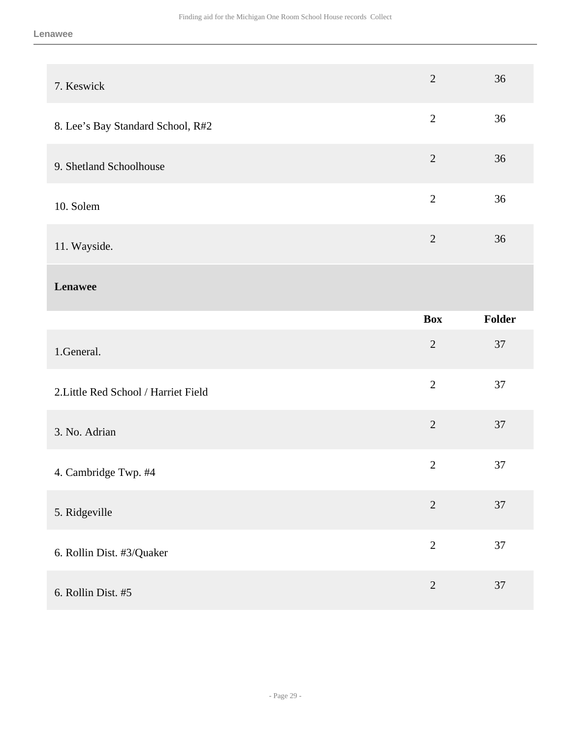| | Box | Folder |
|---|---|---|
| 7. Keswick | 2 | 36 |
| 8. Lee's Bay Standard School, R#2 | 2 | 36 |
| 9. Shetland Schoolhouse | 2 | 36 |
| 10. Solem | 2 | 36 |
| 11. Wayside. | 2 | 36 |

### Lenawee

| | Box | Folder |
|---|---|---|
| 1.General. | 2 | 37 |
| 2.Little Red School / Harriet Field | 2 | 37 |
| 3. No. Adrian | 2 | 37 |
| 4. Cambridge Twp. #4 | 2 | 37 |
| 5. Ridgeville | 2 | 37 |
| 6. Rollin Dist. #3/Quaker | 2 | 37 |
| 6. Rollin Dist. #5 | 2 | 37 |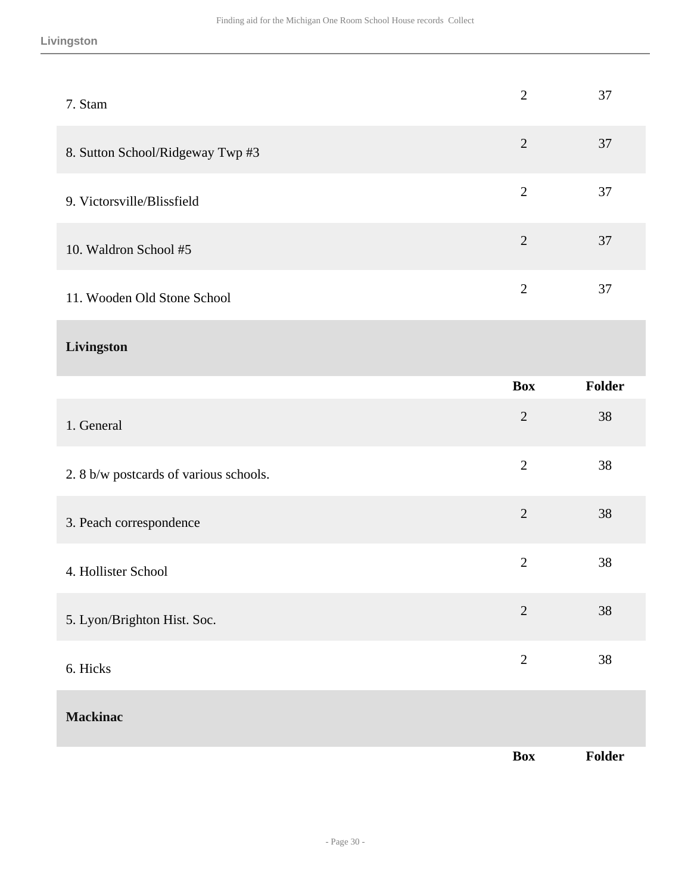| | Box | Folder |
|---|---|---|
| 7. Stam | 2 | 37 |
| 8. Sutton School/Ridgeway Twp #3 | 2 | 37 |
| 9. Victorsville/Blissfield | 2 | 37 |
| 10. Waldron School #5 | 2 | 37 |
| 11. Wooden Old Stone School | 2 | 37 |

### Livingston

| | Box | Folder |
|---|---|---|
| 1. General | 2 | 38 |
| 2. 8 b/w postcards of various schools. | 2 | 38 |
| 3. Peach correspondence | 2 | 38 |
| 4. Hollister School | 2 | 38 |
| 5. Lyon/Brighton Hist. Soc. | 2 | 38 |
| 6. Hicks | 2 | 38 |

### Mackinac

| | Box | Folder |
|---|---|---|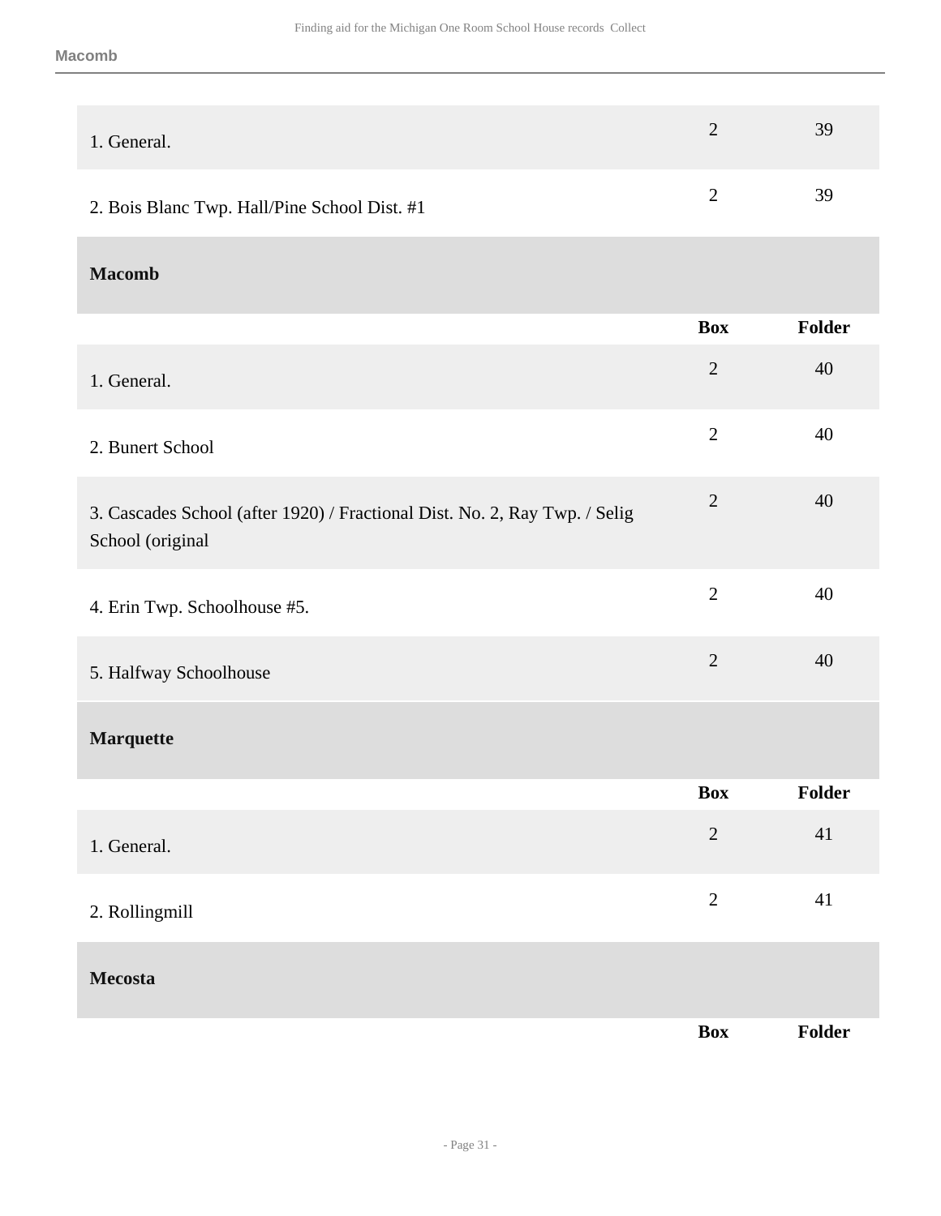| | Box | Folder |
|---|---|---|
| 1. General. | 2 | 39 |
| 2. Bois Blanc Twp. Hall/Pine School Dist. #1 | 2 | 39 |

### Macomb

| | Box | Folder |
|---|---|---|
| 1. General. | 2 | 40 |
| 2. Bunert School | 2 | 40 |
| 3. Cascades School (after 1920) / Fractional Dist. No. 2, Ray Twp. / Selig School (original | 2 | 40 |
| 4. Erin Twp. Schoolhouse #5. | 2 | 40 |
| 5. Halfway Schoolhouse | 2 | 40 |

### Marquette

| | Box | Folder |
|---|---|---|
| 1. General. | 2 | 41 |
| 2. Rollingmill | 2 | 41 |

### Mecosta

| | Box | Folder |
|---|---|---|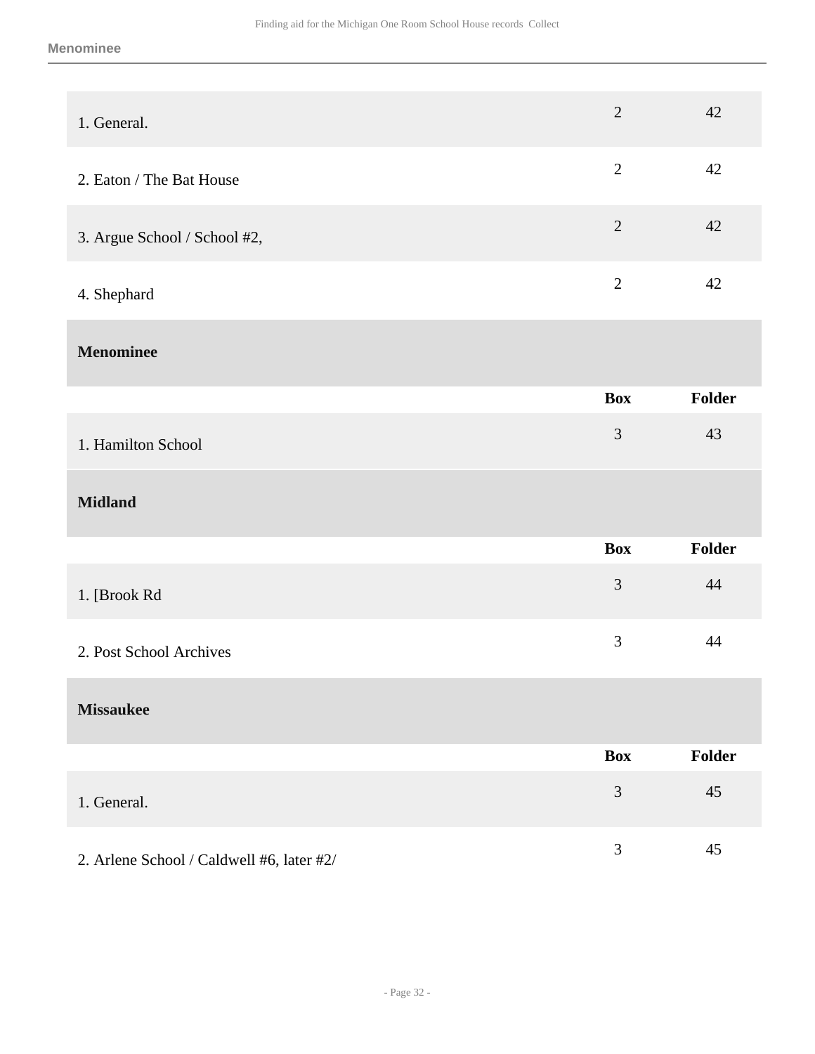| | | |
|---|---|---|
| 1. General. | 2 | 42 |
| 2. Eaton / The Bat House | 2 | 42 |
| 3. Argue School / School #2, | 2 | 42 |
| 4. Shephard | 2 | 42 |

## Menominee

| | Box | Folder |
|---|---|---|
| 1. Hamilton School | 3 | 43 |

## Midland

| | Box | Folder |
|---|---|---|
| 1. [Brook Rd | 3 | 44 |
| 2. Post School Archives | 3 | 44 |

## Missaukee

| | Box | Folder |
|---|---|---|
| 1. General. | 3 | 45 |
| 2. Arlene School / Caldwell #6, later #2/ | 3 | 45 |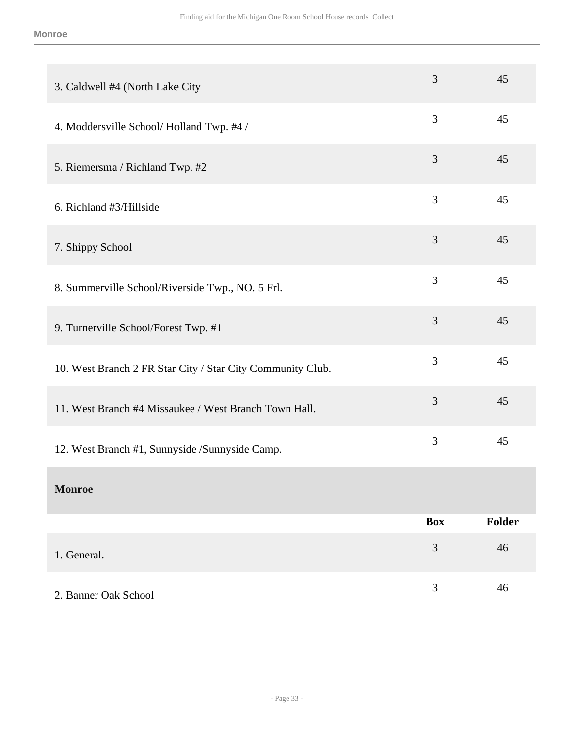| | Box | Folder |
|---|---|---|
| 3. Caldwell #4 (North Lake City | 3 | 45 |
| 4. Moddersville School/ Holland Twp. #4 / | 3 | 45 |
| 5. Riemersma / Richland Twp. #2 | 3 | 45 |
| 6. Richland #3/Hillside | 3 | 45 |
| 7. Shippy School | 3 | 45 |
| 8. Summerville School/Riverside Twp., NO. 5 Frl. | 3 | 45 |
| 9. Turnerville School/Forest Twp. #1 | 3 | 45 |
| 10. West Branch 2 FR Star City / Star City Community Club. | 3 | 45 |
| 11. West Branch #4 Missaukee / West Branch Town Hall. | 3 | 45 |
| 12. West Branch #1, Sunnyside /Sunnyside Camp. | 3 | 45 |

**Monroe**

| | Box | Folder |
|---|---|---|
| 1. General. | 3 | 46 |
| 2. Banner Oak School | 3 | 46 |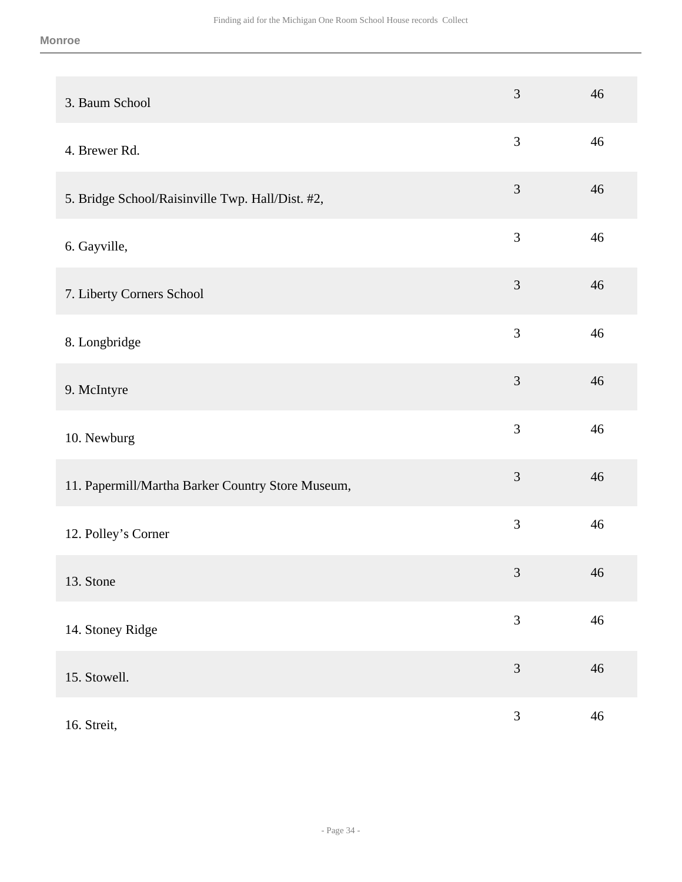| | | |
|---|---|---|
| 3. Baum School | 3 | 46 |
| 4. Brewer Rd. | 3 | 46 |
| 5. Bridge School/Raisinville Twp. Hall/Dist. #2, | 3 | 46 |
| 6. Gayville, | 3 | 46 |
| 7. Liberty Corners School | 3 | 46 |
| 8. Longbridge | 3 | 46 |
| 9. McIntyre | 3 | 46 |
| 10. Newburg | 3 | 46 |
| 11. Papermill/Martha Barker Country Store Museum, | 3 | 46 |
| 12. Polley’s Corner | 3 | 46 |
| 13. Stone | 3 | 46 |
| 14. Stoney Ridge | 3 | 46 |
| 15. Stowell. | 3 | 46 |
| 16. Streit, | 3 | 46 |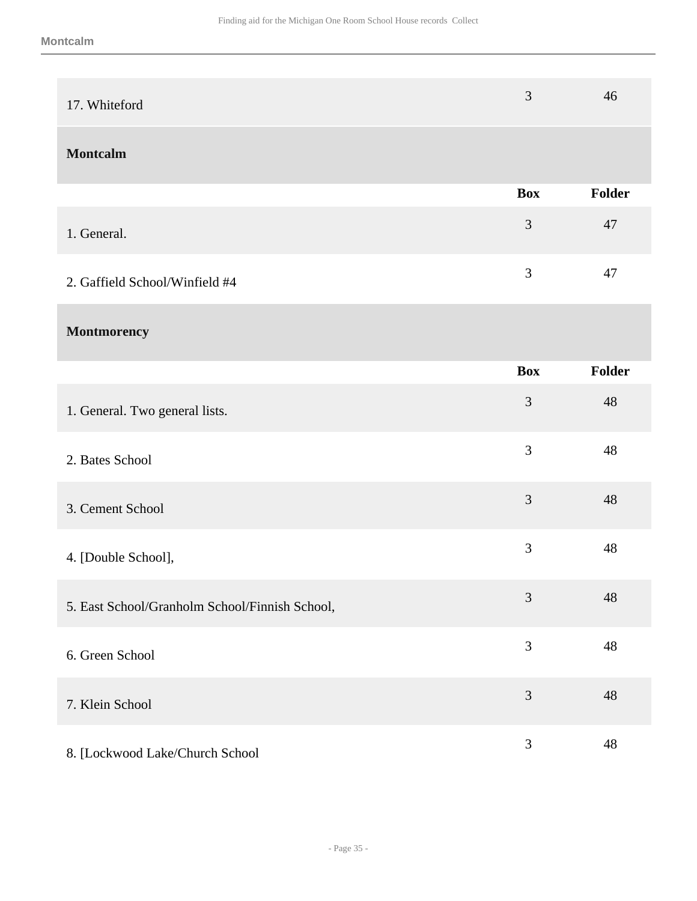| | Box | Folder |
|---|---|---|
| 17. Whiteford | 3 | 46 |

### Montcalm

| | Box | Folder |
|---|---|---|
| 1. General. | 3 | 47 |
| 2. Gaffield School/Winfield #4 | 3 | 47 |

### Montmorency

| | Box | Folder |
|---|---|---|
| 1. General. Two general lists. | 3 | 48 |
| 2. Bates School | 3 | 48 |
| 3. Cement School | 3 | 48 |
| 4. [Double School], | 3 | 48 |
| 5. East School/Granholm School/Finnish School, | 3 | 48 |
| 6. Green School | 3 | 48 |
| 7. Klein School | 3 | 48 |
| 8. [Lockwood Lake/Church School | 3 | 48 |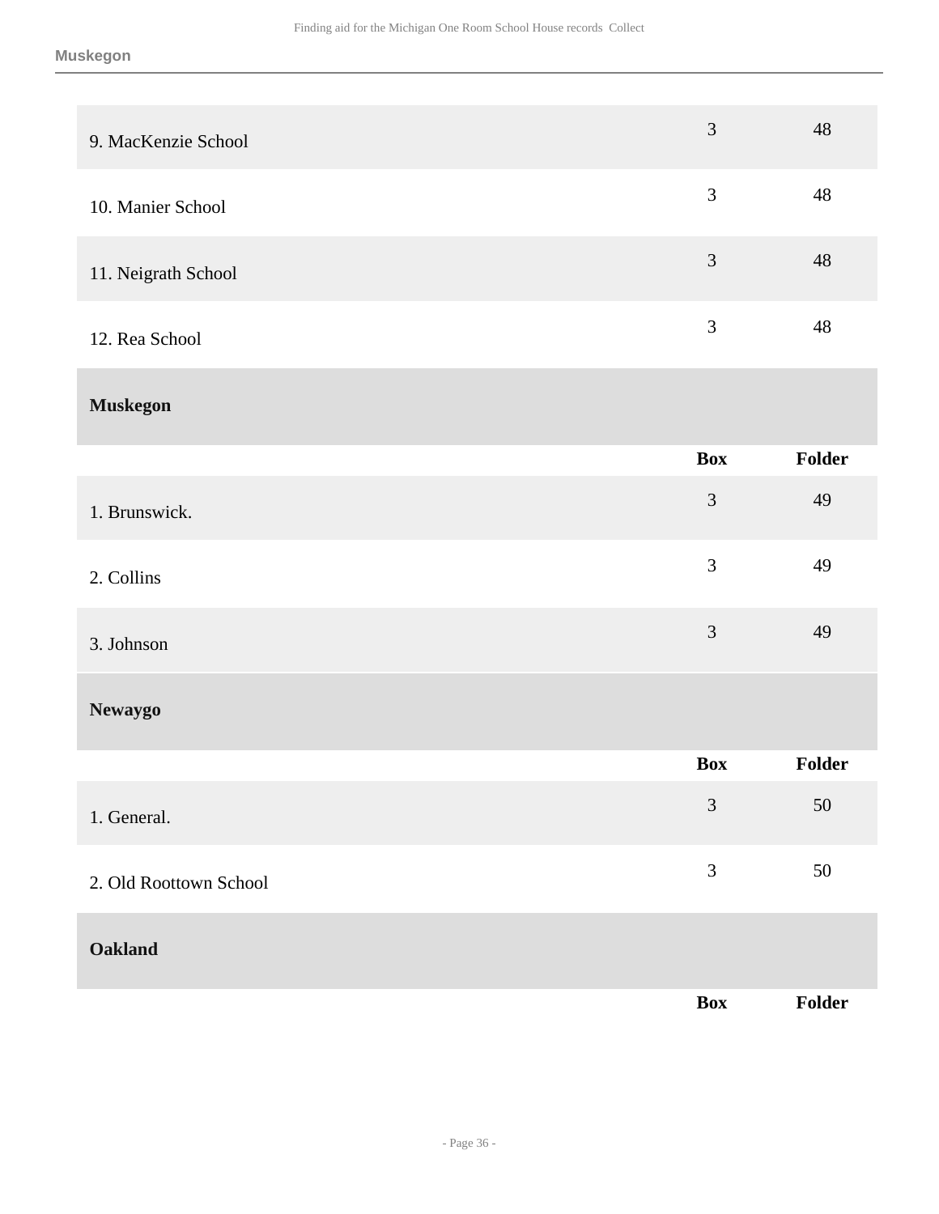| | Box | Folder |
|---|---|---|
| 9. MacKenzie School | 3 | 48 |
| 10. Manier School | 3 | 48 |
| 11. Neigrath School | 3 | 48 |
| 12. Rea School | 3 | 48 |

### Muskegon

| | Box | Folder |
|---|---|---|
| 1. Brunswick. | 3 | 49 |
| 2. Collins | 3 | 49 |
| 3. Johnson | 3 | 49 |

### Newaygo

| | Box | Folder |
|---|---|---|
| 1. General. | 3 | 50 |
| 2. Old Roottown School | 3 | 50 |

### Oakland

| | Box | Folder |
|---|---|---|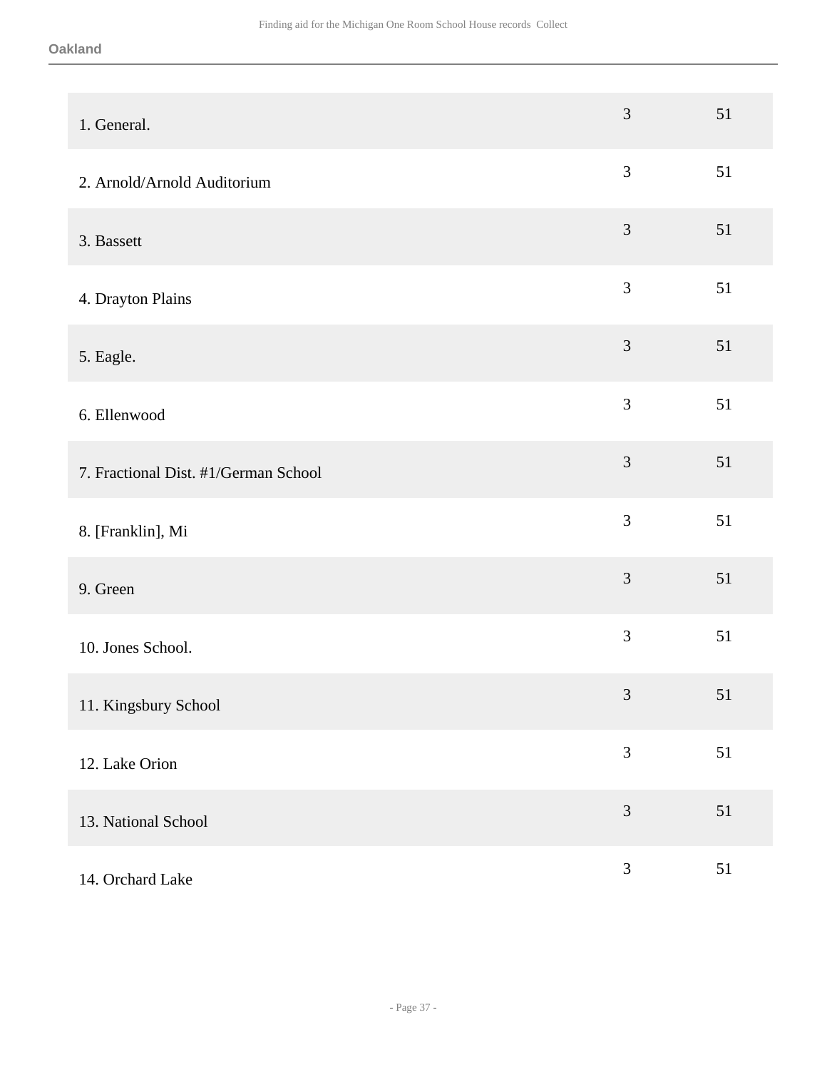Oakland

| | | |
|---|---|---|
| 1. General. | 3 | 51 |
| 2. Arnold/Arnold Auditorium | 3 | 51 |
| 3. Bassett | 3 | 51 |
| 4. Drayton Plains | 3 | 51 |
| 5. Eagle. | 3 | 51 |
| 6. Ellenwood | 3 | 51 |
| 7. Fractional Dist. #1/German School | 3 | 51 |
| 8. [Franklin], Mi | 3 | 51 |
| 9. Green | 3 | 51 |
| 10. Jones School. | 3 | 51 |
| 11. Kingsbury School | 3 | 51 |
| 12. Lake Orion | 3 | 51 |
| 13. National School | 3 | 51 |
| 14. Orchard Lake | 3 | 51 |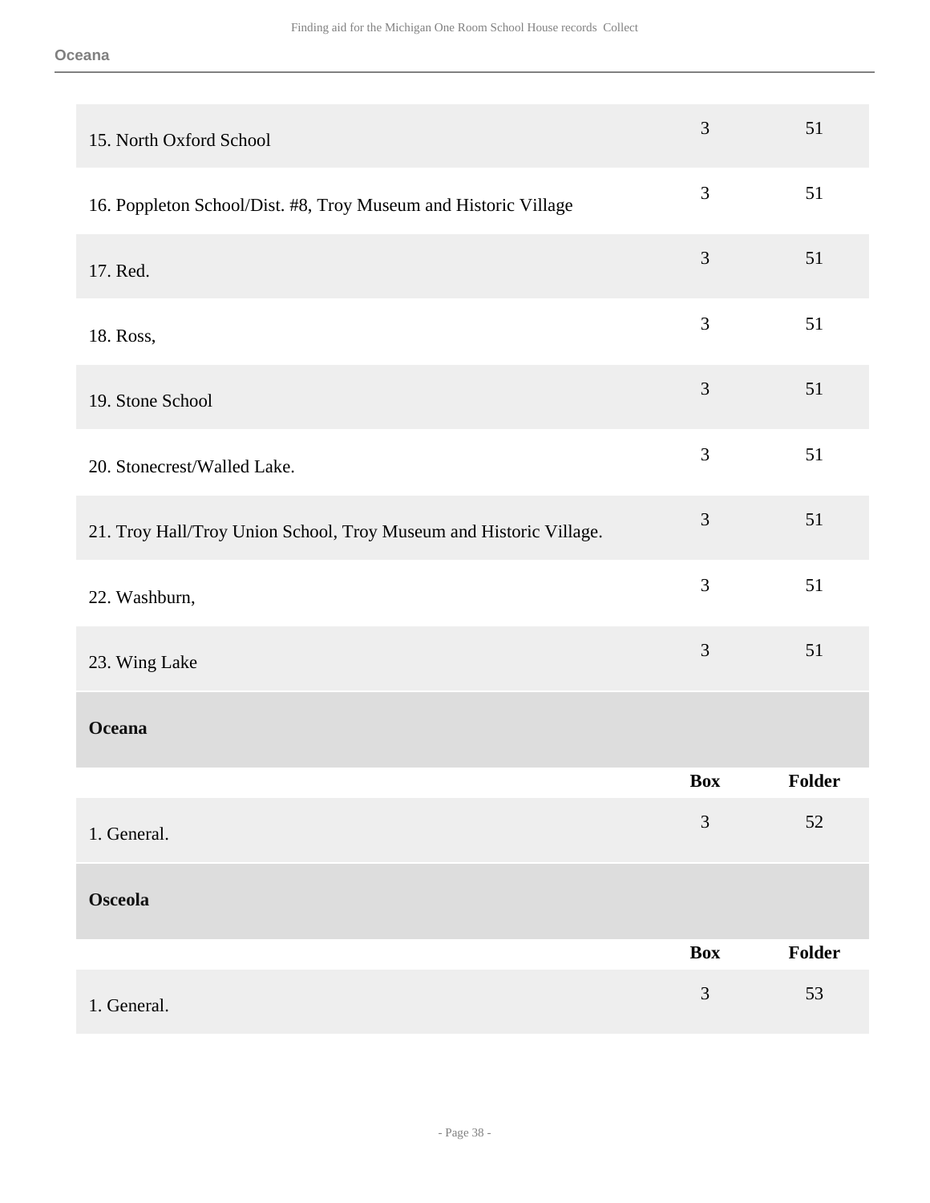| | Box | Folder |
|---|---|---|
| 15. North Oxford School | 3 | 51 |
| 16. Poppleton School/Dist. #8, Troy Museum and Historic Village | 3 | 51 |
| 17. Red. | 3 | 51 |
| 18. Ross, | 3 | 51 |
| 19. Stone School | 3 | 51 |
| 20. Stonecrest/Walled Lake. | 3 | 51 |
| 21. Troy Hall/Troy Union School, Troy Museum and Historic Village. | 3 | 51 |
| 22. Washburn, | 3 | 51 |
| 23. Wing Lake | 3 | 51 |

### Oceana

| | Box | Folder |
|---|---|---|
| 1. General. | 3 | 52 |

### Osceola

| | Box | Folder |
|---|---|---|
| 1. General. | 3 | 53 |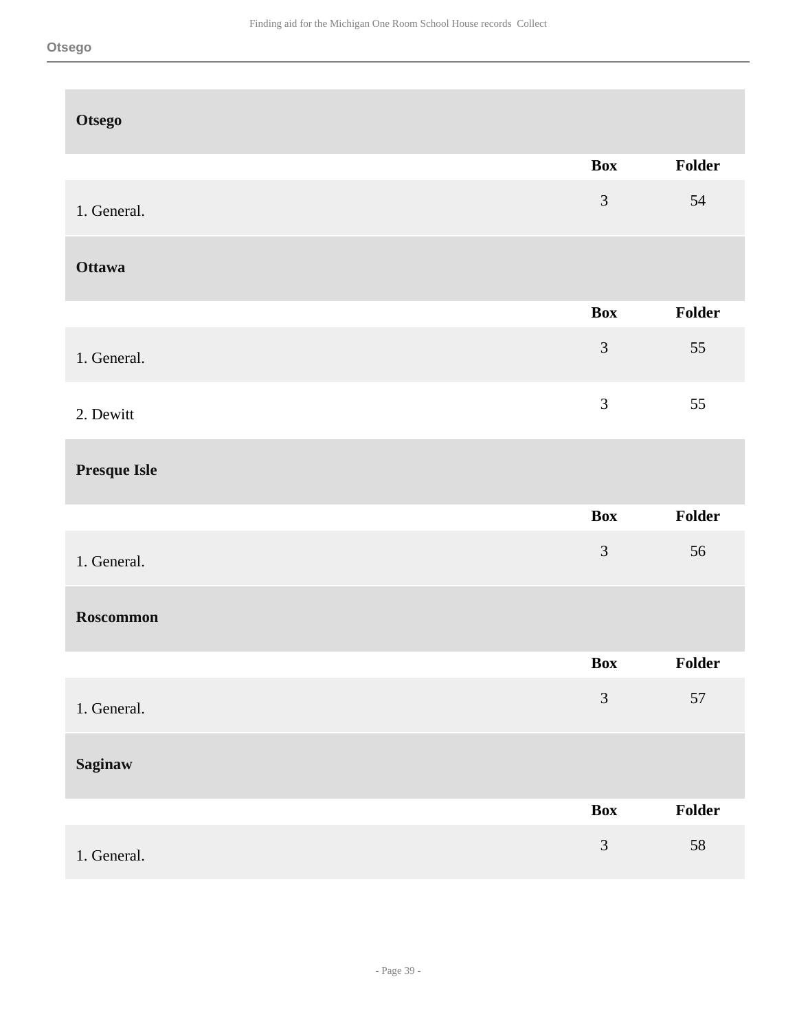## Otsego

| | Box | Folder |
|---|---|---|
| 1. General. | 3 | 54 |

## Ottawa

| | Box | Folder |
|---|---|---|
| 1. General. | 3 | 55 |
| 2. Dewitt | 3 | 55 |

## Presque Isle

| | Box | Folder |
|---|---|---|
| 1. General. | 3 | 56 |

## Roscommon

| | Box | Folder |
|---|---|---|
| 1. General. | 3 | 57 |

## Saginaw

| | Box | Folder |
|---|---|---|
| 1. General. | 3 | 58 |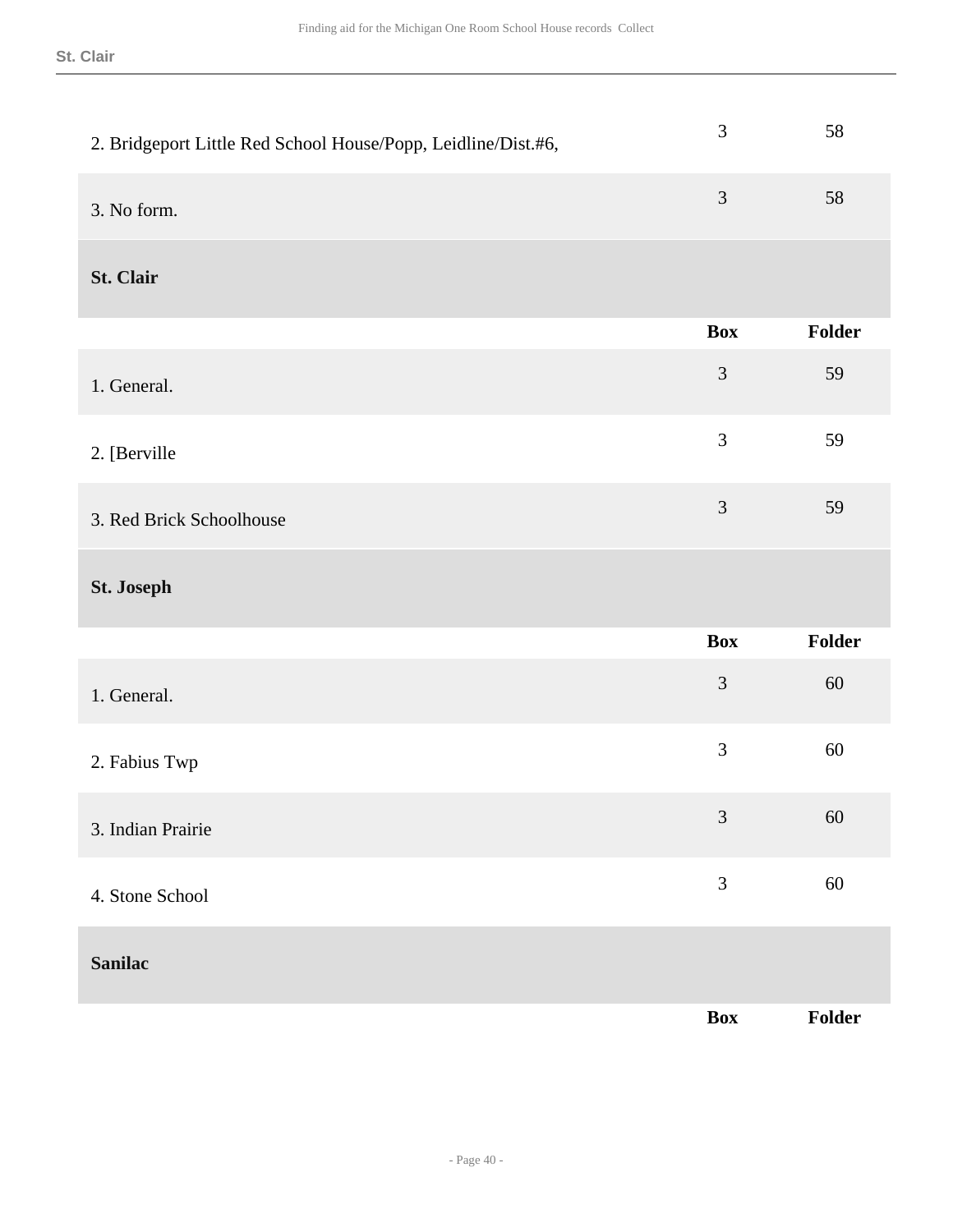| | Box | Folder |
|---|---|---|
| 2. Bridgeport Little Red School House/Popp, Leidline/Dist.#6, | 3 | 58 |
| 3. No form. | 3 | 58 |

### St. Clair

| | Box | Folder |
|---|---|---|
| 1. General. | 3 | 59 |
| 2. [Berville | 3 | 59 |
| 3. Red Brick Schoolhouse | 3 | 59 |

### St. Joseph

| | Box | Folder |
|---|---|---|
| 1. General. | 3 | 60 |
| 2. Fabius Twp | 3 | 60 |
| 3. Indian Prairie | 3 | 60 |
| 4. Stone School | 3 | 60 |

### Sanilac

| | Box | Folder |
|---|---|---|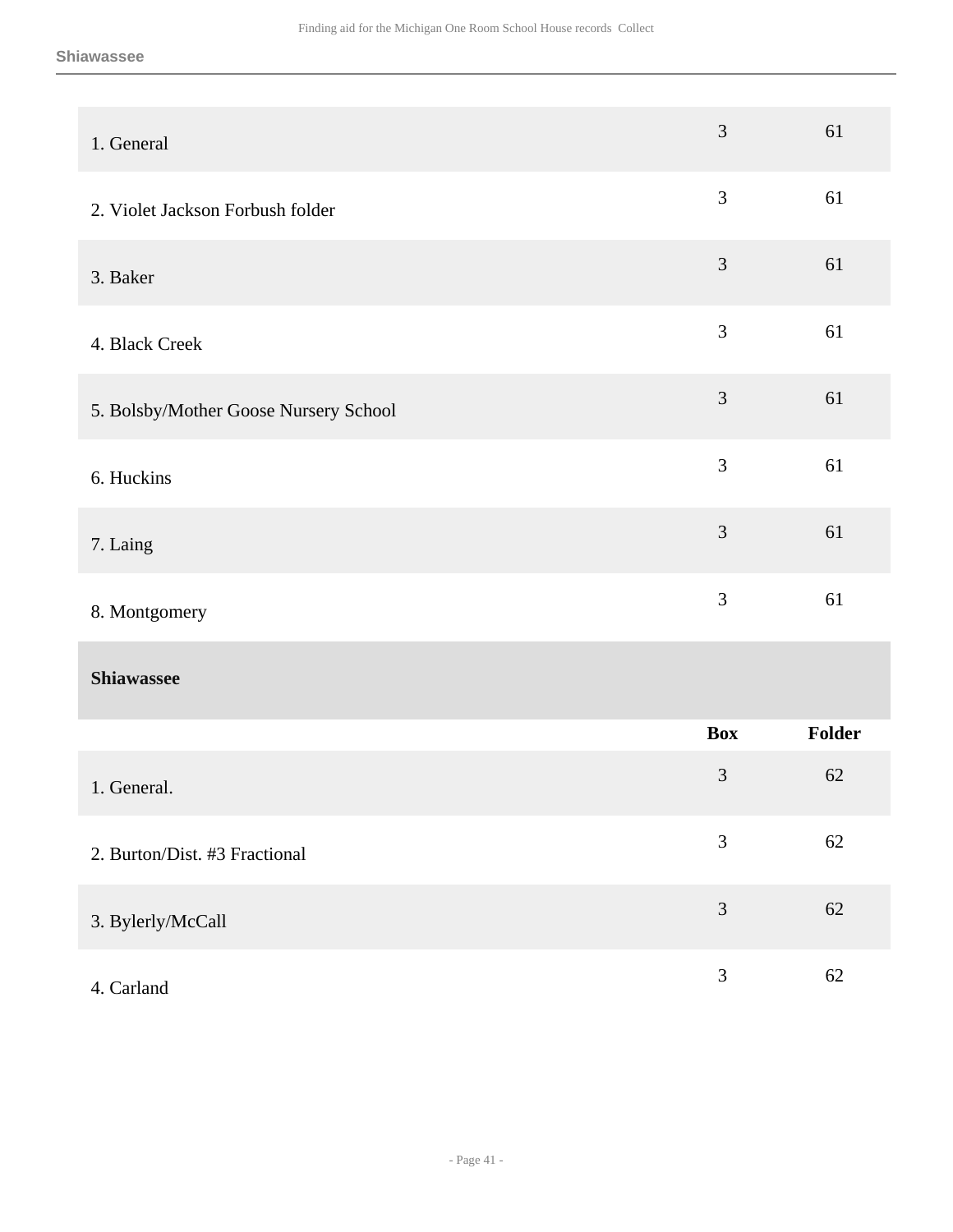| | Box | Folder |
|---|---|---|
| 1. General | 3 | 61 |
| 2. Violet Jackson Forbush folder | 3 | 61 |
| 3. Baker | 3 | 61 |
| 4. Black Creek | 3 | 61 |
| 5. Bolsby/Mother Goose Nursery School | 3 | 61 |
| 6. Huckins | 3 | 61 |
| 7. Laing | 3 | 61 |
| 8. Montgomery | 3 | 61 |

### Shiawassee

| | Box | Folder |
|---|---|---|
| 1. General. | 3 | 62 |
| 2. Burton/Dist. #3 Fractional | 3 | 62 |
| 3. Bylerly/McCall | 3 | 62 |
| 4. Carland | 3 | 62 |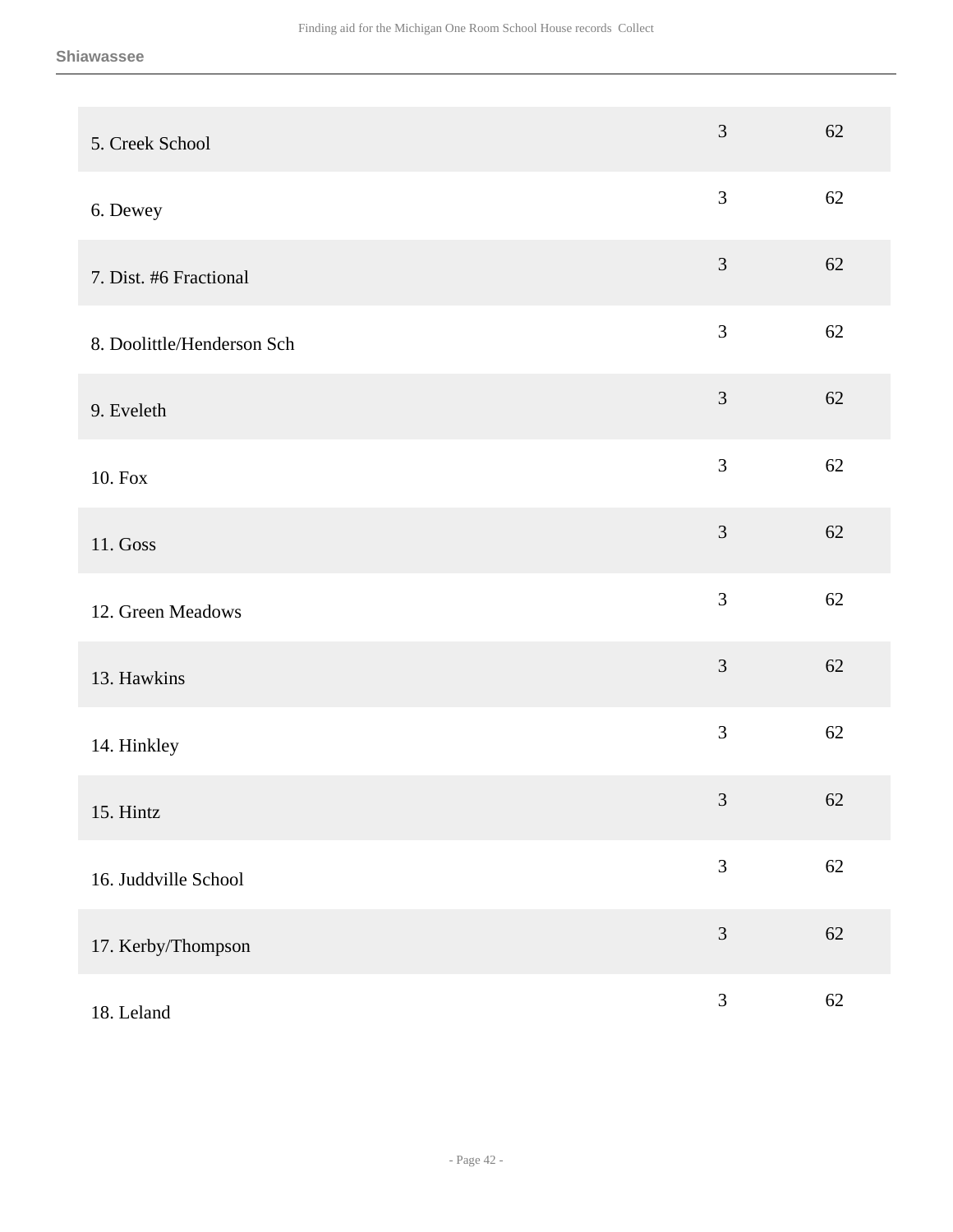| | | |
|---|---|---|
| 5. Creek School | 3 | 62 |
| 6. Dewey | 3 | 62 |
| 7. Dist. #6 Fractional | 3 | 62 |
| 8. Doolittle/Henderson Sch | 3 | 62 |
| 9. Eveleth | 3 | 62 |
| 10. Fox | 3 | 62 |
| 11. Goss | 3 | 62 |
| 12. Green Meadows | 3 | 62 |
| 13. Hawkins | 3 | 62 |
| 14. Hinkley | 3 | 62 |
| 15. Hintz | 3 | 62 |
| 16. Juddville School | 3 | 62 |
| 17. Kerby/Thompson | 3 | 62 |
| 18. Leland | 3 | 62 |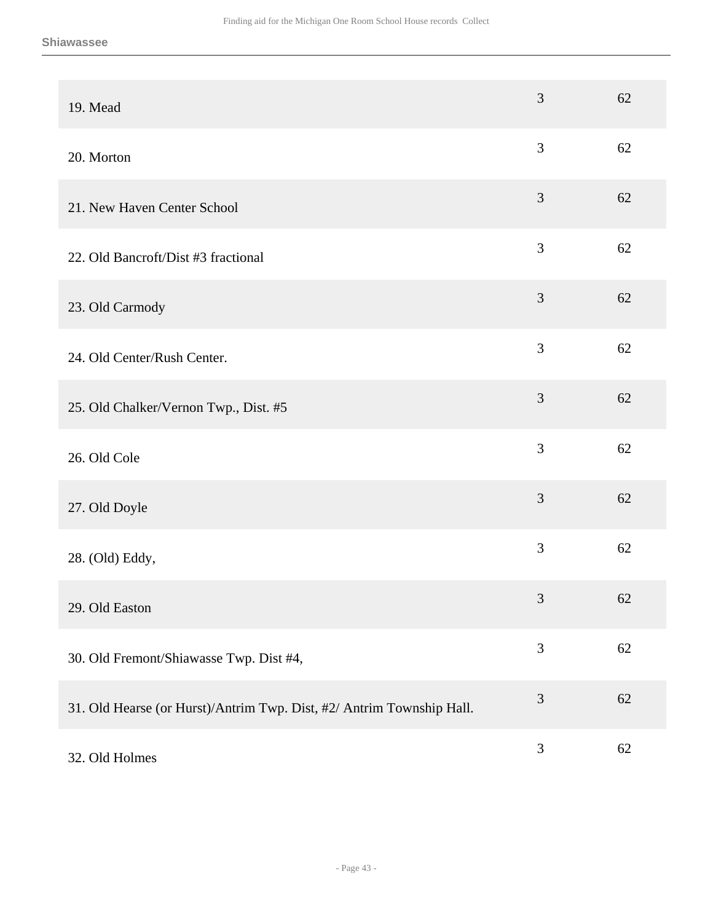**Shiawassee**

| | | |
|---|---|---|
| 19. Mead | 3 | 62 |
| 20. Morton | 3 | 62 |
| 21. New Haven Center School | 3 | 62 |
| 22. Old Bancroft/Dist #3 fractional | 3 | 62 |
| 23. Old Carmody | 3 | 62 |
| 24. Old Center/Rush Center. | 3 | 62 |
| 25. Old Chalker/Vernon Twp., Dist. #5 | 3 | 62 |
| 26. Old Cole | 3 | 62 |
| 27. Old Doyle | 3 | 62 |
| 28. (Old) Eddy, | 3 | 62 |
| 29. Old Easton | 3 | 62 |
| 30. Old Fremont/Shiawasse Twp. Dist #4, | 3 | 62 |
| 31. Old Hearse (or Hurst)/Antrim Twp. Dist, #2/ Antrim Township Hall. | 3 | 62 |
| 32. Old Holmes | 3 | 62 |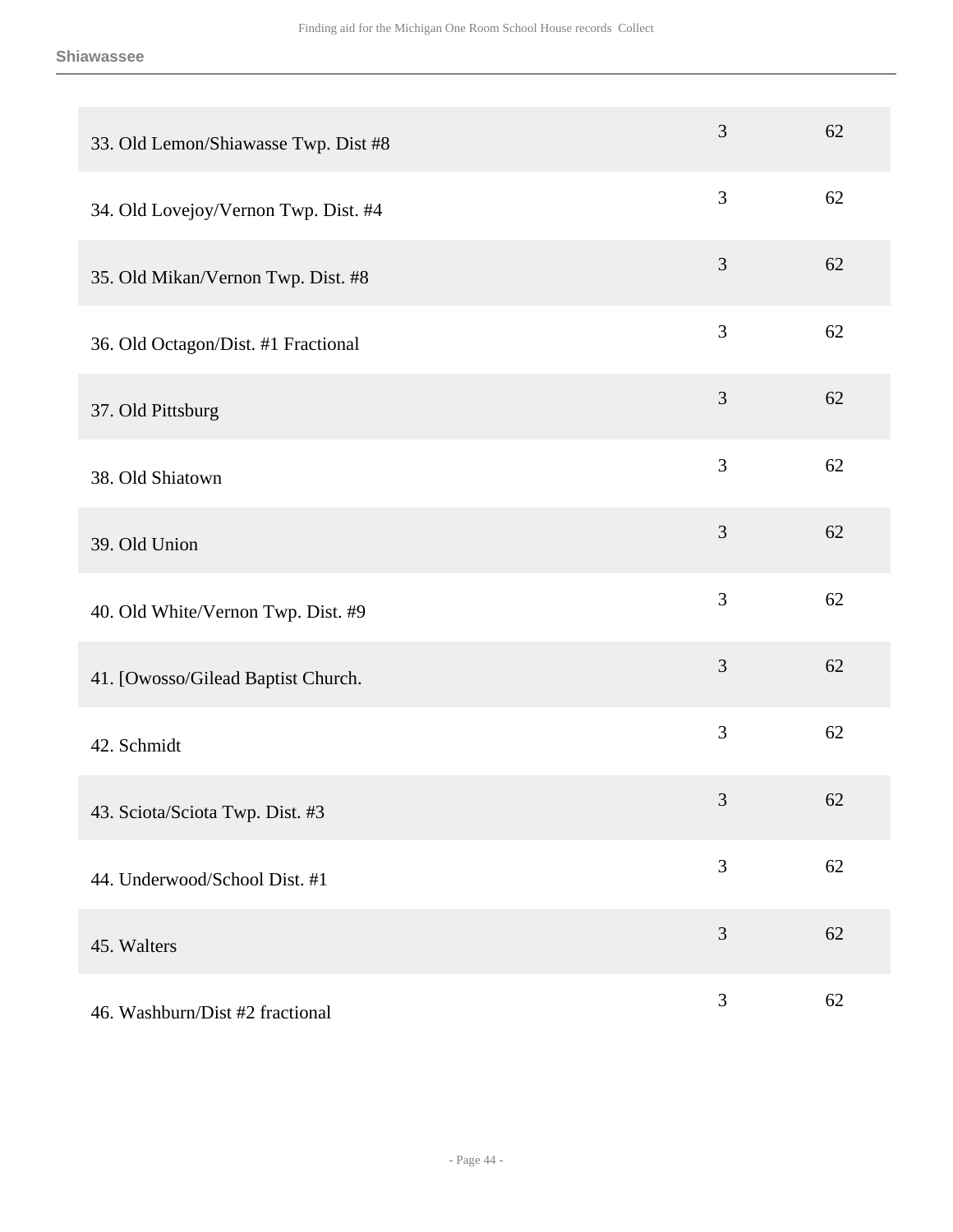| | | |
|---|---|---|
| 33. Old Lemon/Shiawasse Twp. Dist #8 | 3 | 62 |
| 34. Old Lovejoy/Vernon Twp. Dist. #4 | 3 | 62 |
| 35. Old Mikan/Vernon Twp. Dist. #8 | 3 | 62 |
| 36. Old Octagon/Dist. #1 Fractional | 3 | 62 |
| 37. Old Pittsburg | 3 | 62 |
| 38. Old Shiatown | 3 | 62 |
| 39. Old Union | 3 | 62 |
| 40. Old White/Vernon Twp. Dist. #9 | 3 | 62 |
| 41. [Owosso/Gilead Baptist Church. | 3 | 62 |
| 42. Schmidt | 3 | 62 |
| 43. Sciota/Sciota Twp. Dist. #3 | 3 | 62 |
| 44. Underwood/School Dist. #1 | 3 | 62 |
| 45. Walters | 3 | 62 |
| 46. Washburn/Dist #2 fractional | 3 | 62 |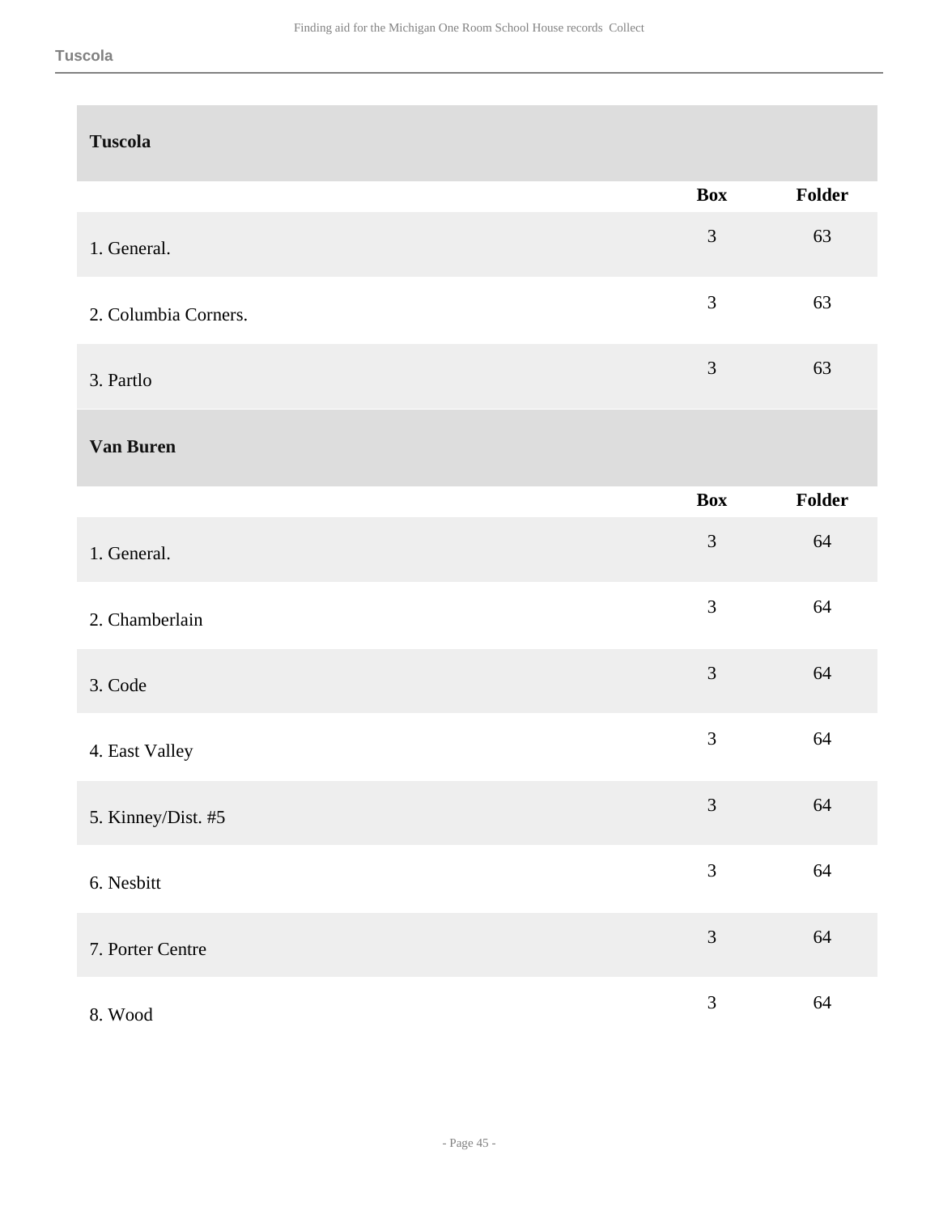## Tuscola

| | Box | Folder |
|---|---|---|
| 1. General. | 3 | 63 |
| 2. Columbia Corners. | 3 | 63 |
| 3. Partlo | 3 | 63 |

## Van Buren

| | Box | Folder |
|---|---|---|
| 1. General. | 3 | 64 |
| 2. Chamberlain | 3 | 64 |
| 3. Code | 3 | 64 |
| 4. East Valley | 3 | 64 |
| 5. Kinney/Dist. #5 | 3 | 64 |
| 6. Nesbitt | 3 | 64 |
| 7. Porter Centre | 3 | 64 |
| 8. Wood | 3 | 64 |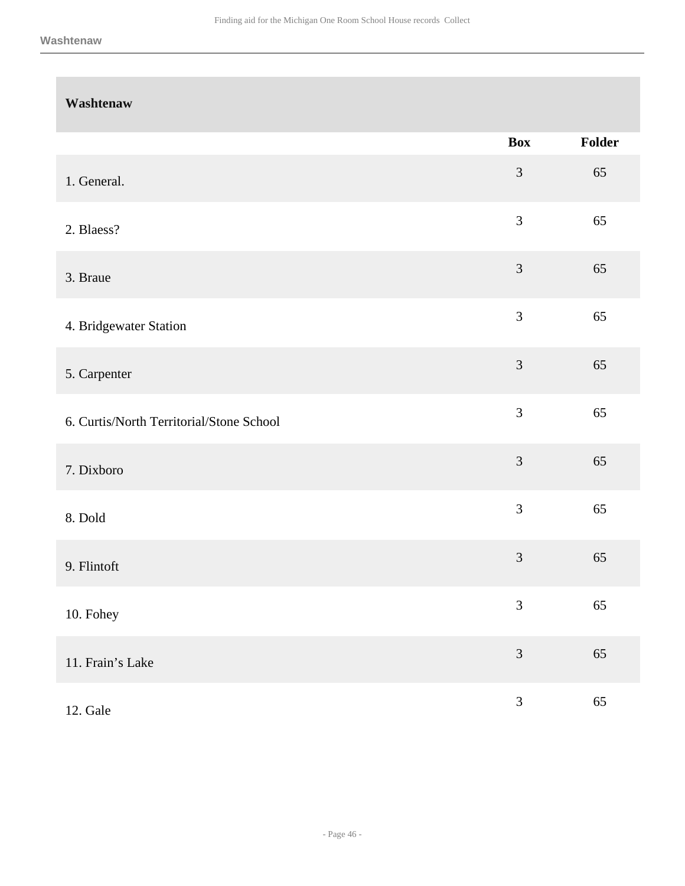## Washtenaw

| | Box | Folder |
|---|---|---|
| 1. General. | 3 | 65 |
| 2. Blaess? | 3 | 65 |
| 3. Braue | 3 | 65 |
| 4. Bridgewater Station | 3 | 65 |
| 5. Carpenter | 3 | 65 |
| 6. Curtis/North Territorial/Stone School | 3 | 65 |
| 7. Dixboro | 3 | 65 |
| 8. Dold | 3 | 65 |
| 9. Flintoft | 3 | 65 |
| 10. Fohey | 3 | 65 |
| 11. Frain’s Lake | 3 | 65 |
| 12. Gale | 3 | 65 |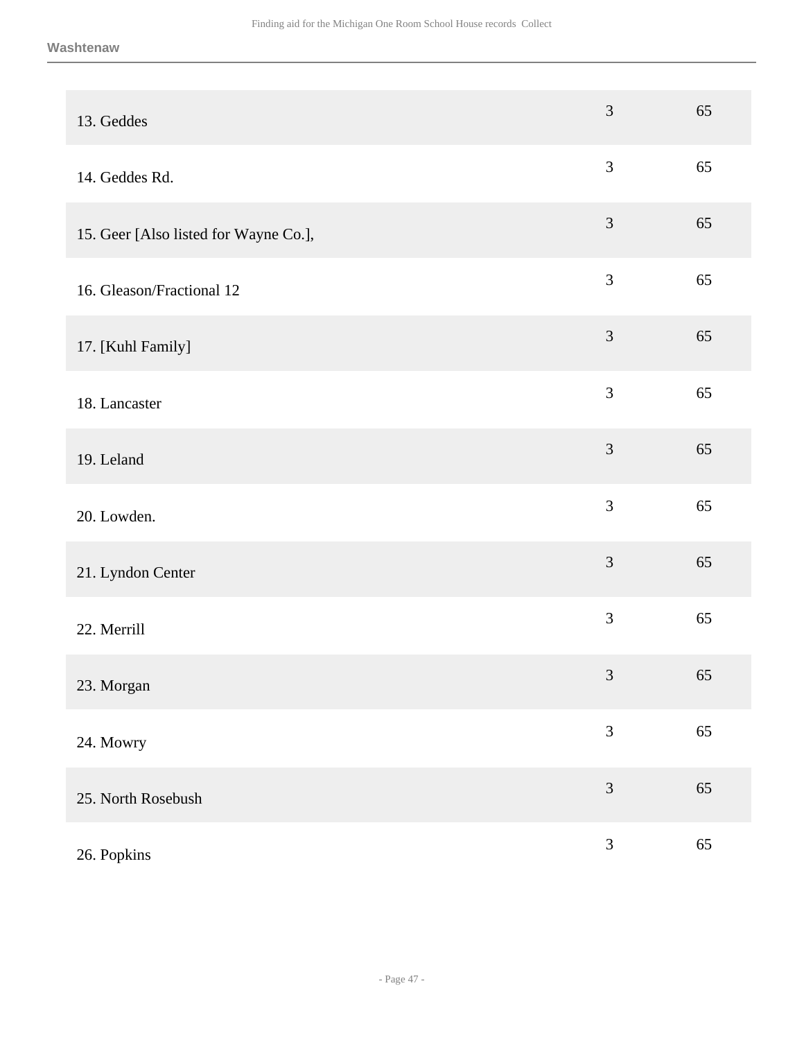| | | |
|---|---|---|
| 13. Geddes | 3 | 65 |
| 14. Geddes Rd. | 3 | 65 |
| 15. Geer [Also listed for Wayne Co.], | 3 | 65 |
| 16. Gleason/Fractional 12 | 3 | 65 |
| 17. [Kuhl Family] | 3 | 65 |
| 18. Lancaster | 3 | 65 |
| 19. Leland | 3 | 65 |
| 20. Lowden. | 3 | 65 |
| 21. Lyndon Center | 3 | 65 |
| 22. Merrill | 3 | 65 |
| 23. Morgan | 3 | 65 |
| 24. Mowry | 3 | 65 |
| 25. North Rosebush | 3 | 65 |
| 26. Popkins | 3 | 65 |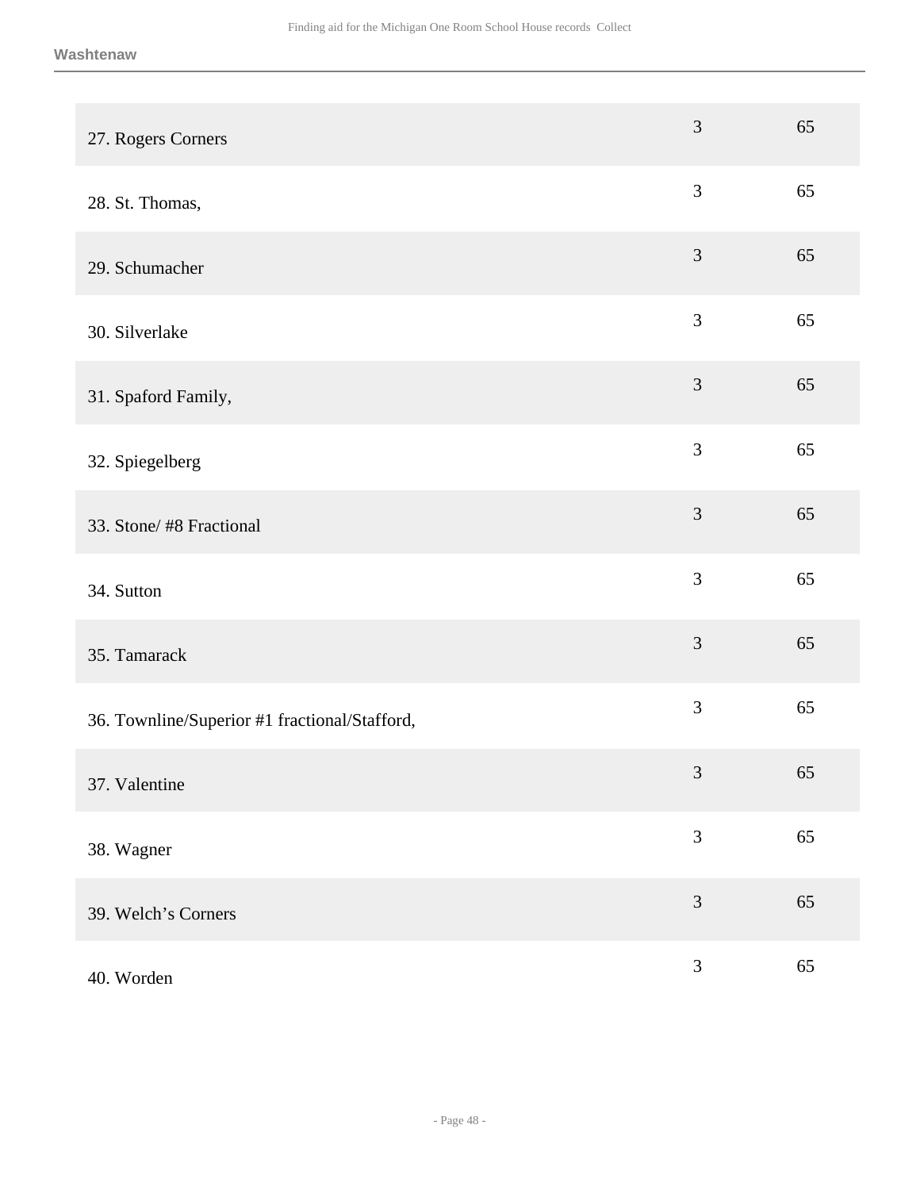| | | |
|---|---|---|
| 27. Rogers Corners | 3 | 65 |
| 28. St. Thomas, | 3 | 65 |
| 29. Schumacher | 3 | 65 |
| 30. Silverlake | 3 | 65 |
| 31. Spaford Family, | 3 | 65 |
| 32. Spiegelberg | 3 | 65 |
| 33. Stone/ #8 Fractional | 3 | 65 |
| 34. Sutton | 3 | 65 |
| 35. Tamarack | 3 | 65 |
| 36. Townline/Superior #1 fractional/Stafford, | 3 | 65 |
| 37. Valentine | 3 | 65 |
| 38. Wagner | 3 | 65 |
| 39. Welch's Corners | 3 | 65 |
| 40. Worden | 3 | 65 |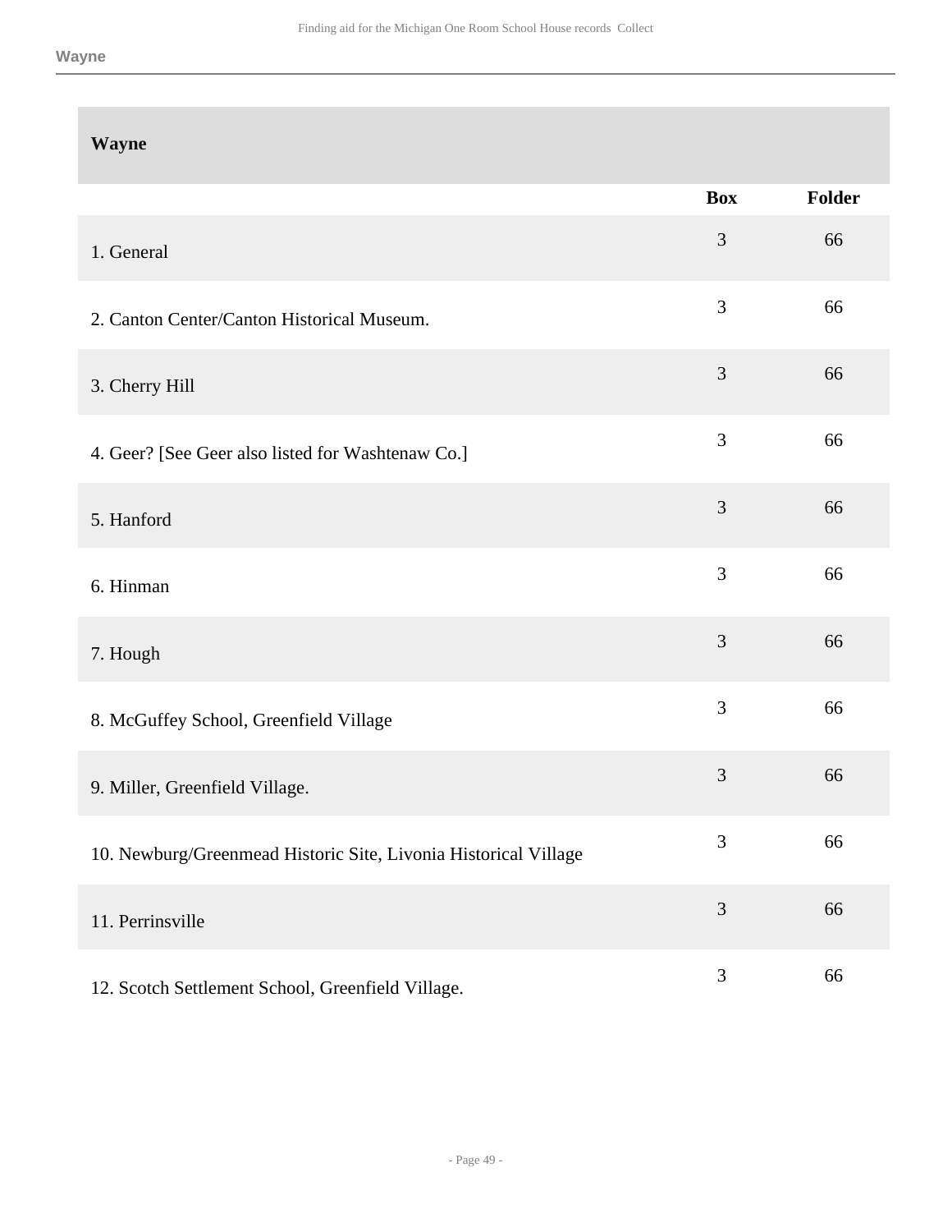## Wayne

| Wayne | Box | Folder |
|---|---|---|
| 1. General | 3 | 66 |
| 2. Canton Center/Canton Historical Museum. | 3 | 66 |
| 3. Cherry Hill | 3 | 66 |
| 4. Geer? [See Geer also listed for Washtenaw Co.] | 3 | 66 |
| 5. Hanford | 3 | 66 |
| 6. Hinman | 3 | 66 |
| 7. Hough | 3 | 66 |
| 8. McGuffey School, Greenfield Village | 3 | 66 |
| 9. Miller, Greenfield Village. | 3 | 66 |
| 10. Newburg/Greenmead Historic Site, Livonia Historical Village | 3 | 66 |
| 11. Perrinsville | 3 | 66 |
| 12. Scotch Settlement School, Greenfield Village. | 3 | 66 |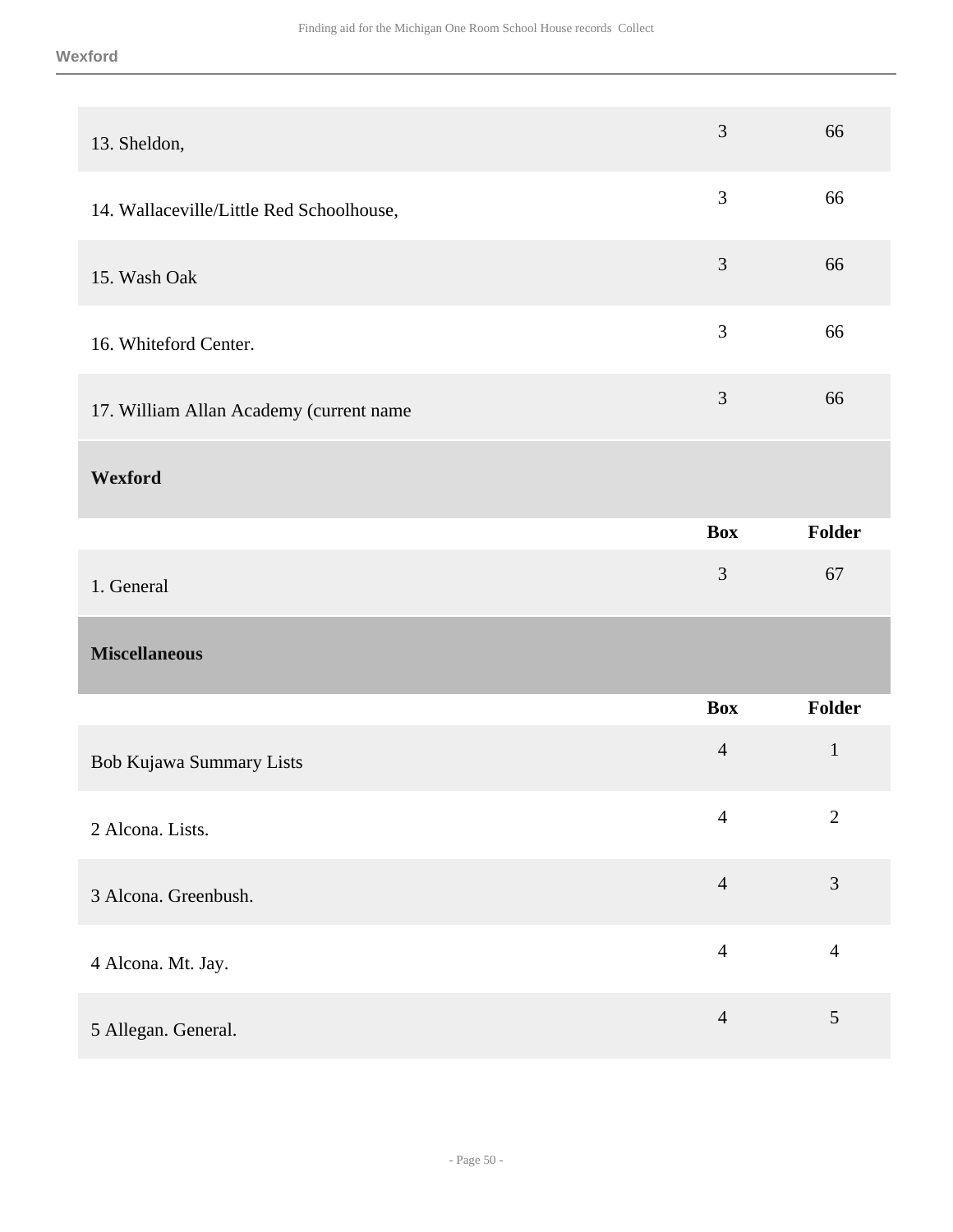| | Box | Folder |
|---|---|---|
| 13. Sheldon, | 3 | 66 |
| 14. Wallaceville/Little Red Schoolhouse, | 3 | 66 |
| 15. Wash Oak | 3 | 66 |
| 16. Whiteford Center. | 3 | 66 |
| 17. William Allan Academy (current name | 3 | 66 |

### Wexford

| | Box | Folder |
|---|---|---|
| 1. General | 3 | 67 |

## Miscellaneous

| | Box | Folder |
|---|---|---|
| Bob Kujawa Summary Lists | 4 | 1 |
| 2 Alcona. Lists. | 4 | 2 |
| 3 Alcona. Greenbush. | 4 | 3 |
| 4 Alcona. Mt. Jay. | 4 | 4 |
| 5 Allegan. General. | 4 | 5 |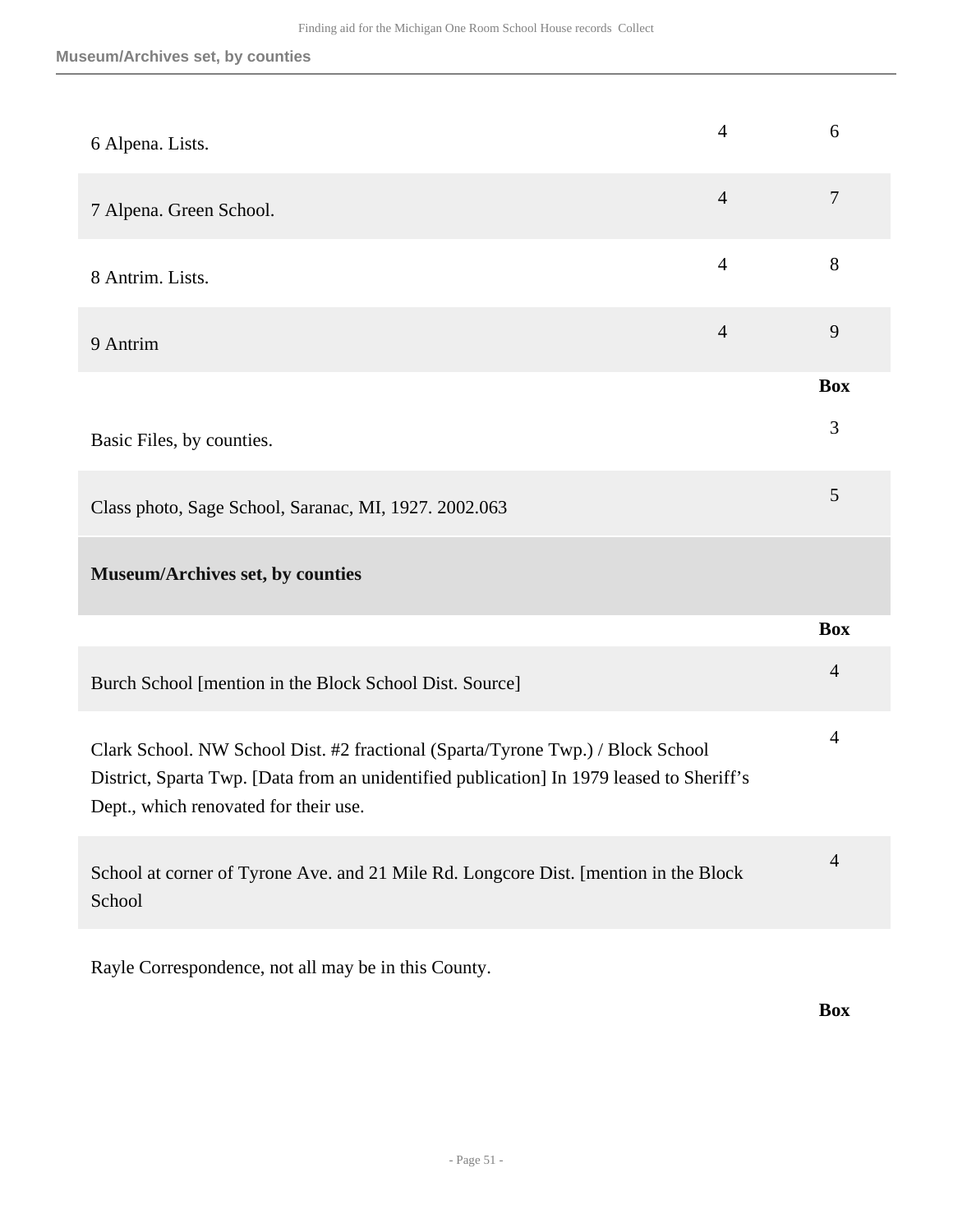| | | |
|---|---|---|
| 6 Alpena. Lists. | 4 | 6 |
| 7 Alpena. Green School. | 4 | 7 |
| 8 Antrim. Lists. | 4 | 8 |
| 9 Antrim | 4 | 9 |

| | Box |
|---|---|
| Basic Files, by counties. | 3 |
| Class photo, Sage School, Saranac, MI, 1927. 2002.063 | 5 |

**Museum/Archives set, by counties**

| | Box |
|---|---|
| Burch School [mention in the Block School Dist. Source] | 4 |
| Clark School. NW School Dist. #2 fractional (Sparta/Tyrone Twp.) / Block School District, Sparta Twp. [Data from an unidentified publication] In 1979 leased to Sheriff's Dept., which renovated for their use. | 4 |
| School at corner of Tyrone Ave. and 21 Mile Rd. Longcore Dist. [mention in the Block School | 4 |

Rayle Correspondence, not all may be in this County.

| | Box |
|---|---|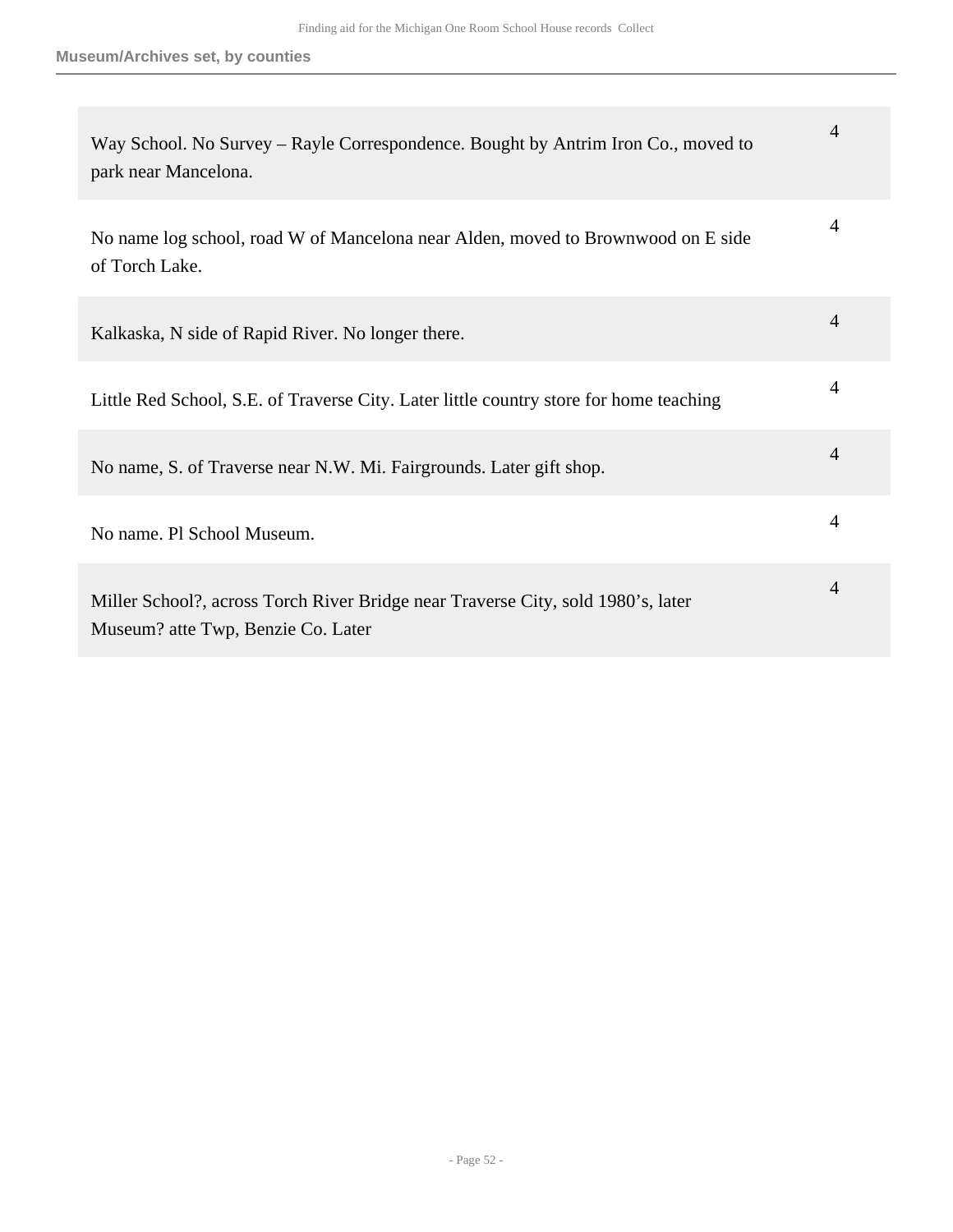| | |
|---|---|
| Way School. No Survey – Rayle Correspondence. Bought by Antrim Iron Co., moved to park near Mancelona. | 4 |
| No name log school, road W of Mancelona near Alden, moved to Brownwood on E side of Torch Lake. | 4 |
| Kalkaska, N side of Rapid River. No longer there. | 4 |
| Little Red School, S.E. of Traverse City. Later little country store for home teaching | 4 |
| No name, S. of Traverse near N.W. Mi. Fairgrounds. Later gift shop. | 4 |
| No name. Pl School Museum. | 4 |
| Miller School?, across Torch River Bridge near Traverse City, sold 1980's, later Museum? atte Twp, Benzie Co. Later | 4 |